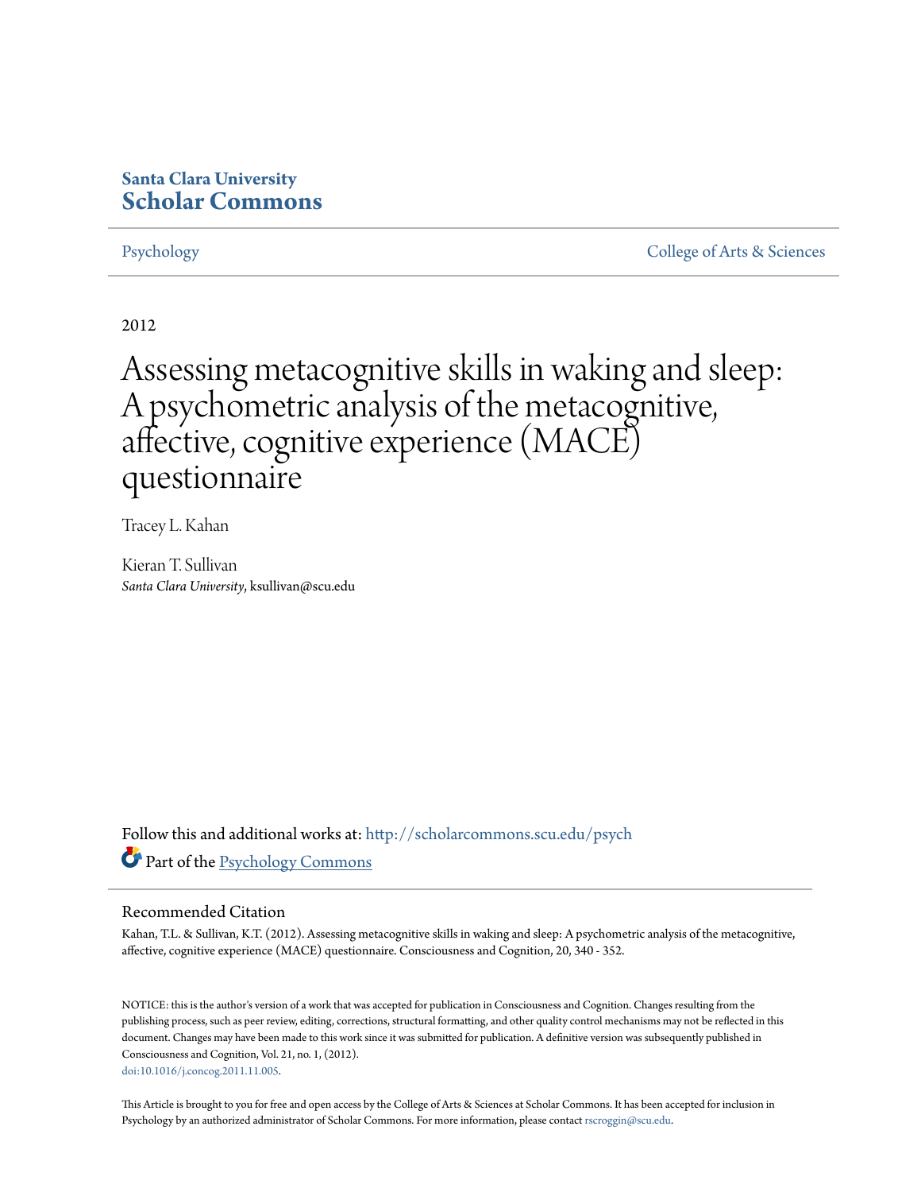**Santa Clara University**
**Scholar Commons**

Psychology | College of Arts & Sciences

2012

# Assessing metacognitive skills in waking and sleep: A psychometric analysis of the metacognitive, affective, cognitive experience (MACE) questionnaire

Tracey L. Kahan

Kieran T. Sullivan
*Santa Clara University*, ksullivan@scu.edu

Follow this and additional works at: http://scholarcommons.scu.edu/psych

Part of the Psychology Commons

## Recommended Citation

Kahan, T.L. & Sullivan, K.T. (2012). Assessing metacognitive skills in waking and sleep: A psychometric analysis of the metacognitive, affective, cognitive experience (MACE) questionnaire. Consciousness and Cognition, 20, 340 - 352.

NOTICE: this is the author's version of a work that was accepted for publication in Consciousness and Cognition. Changes resulting from the publishing process, such as peer review, editing, corrections, structural formatting, and other quality control mechanisms may not be reflected in this document. Changes may have been made to this work since it was submitted for publication. A definitive version was subsequently published in Consciousness and Cognition, Vol. 21, no. 1, (2012).
doi:10.1016/j.concog.2011.11.005.

This Article is brought to you for free and open access by the College of Arts & Sciences at Scholar Commons. It has been accepted for inclusion in Psychology by an authorized administrator of Scholar Commons. For more information, please contact rscroggin@scu.edu.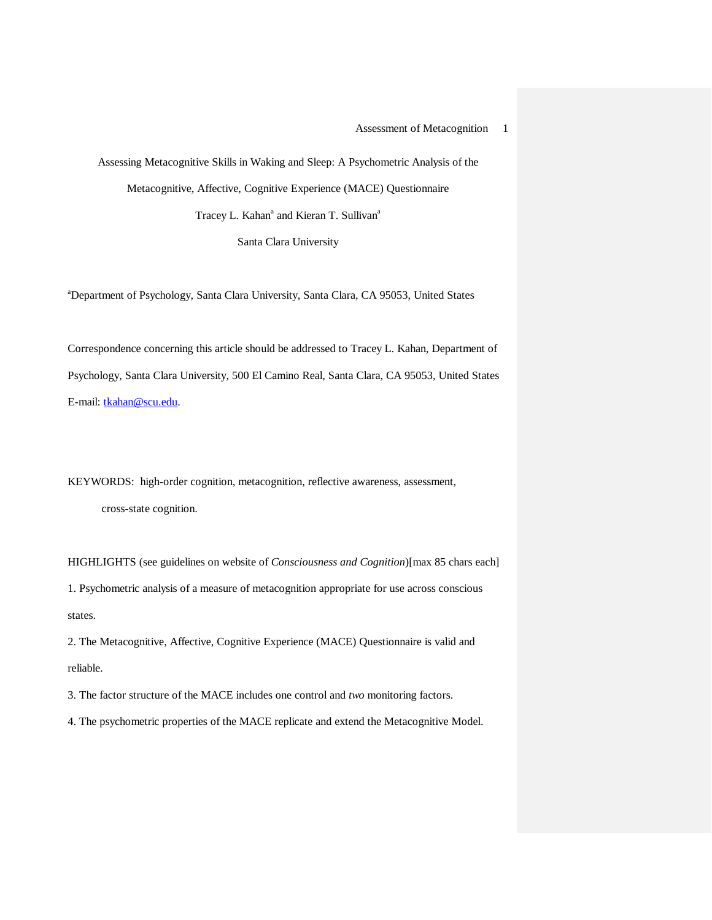# Assessing Metacognitive Skills in Waking and Sleep: A Psychometric Analysis of the Metacognitive, Affective, Cognitive Experience (MACE) Questionnaire

Tracey L. Kahan[a] and Kieran T. Sullivan[a]

Santa Clara University

[a]Department of Psychology, Santa Clara University, Santa Clara, CA 95053, United States

Correspondence concerning this article should be addressed to Tracey L. Kahan, Department of Psychology, Santa Clara University, 500 El Camino Real, Santa Clara, CA 95053, United States E-mail: tkahan@scu.edu.

KEYWORDS: high-order cognition, metacognition, reflective awareness, assessment, cross-state cognition.

HIGHLIGHTS (see guidelines on website of *Consciousness and Cognition*)[max 85 chars each]

1. Psychometric analysis of a measure of metacognition appropriate for use across conscious states.

2. The Metacognitive, Affective, Cognitive Experience (MACE) Questionnaire is valid and reliable.

3. The factor structure of the MACE includes one control and *two* monitoring factors.

4. The psychometric properties of the MACE replicate and extend the Metacognitive Model.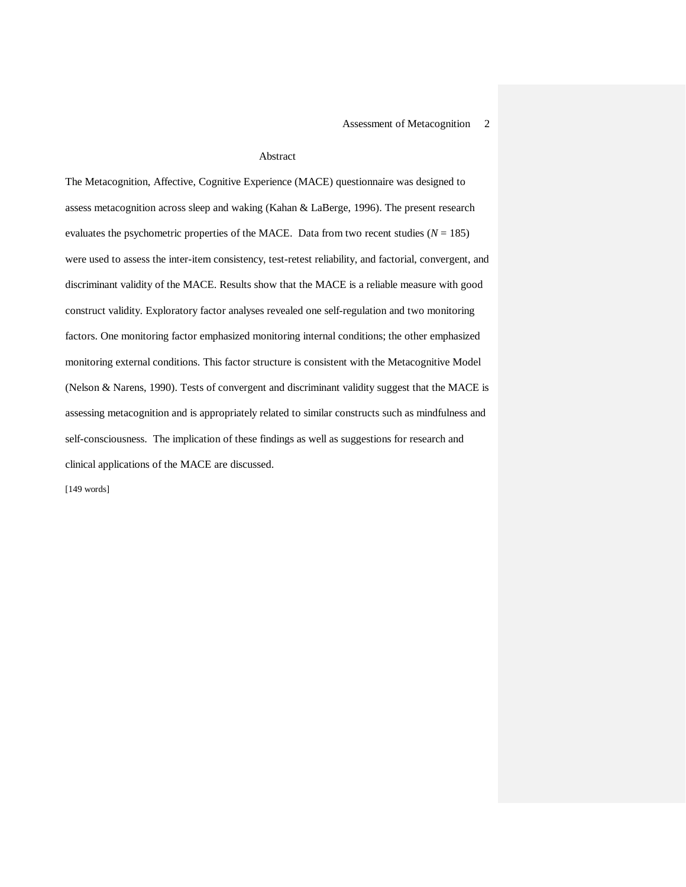# Abstract

The Metacognition, Affective, Cognitive Experience (MACE) questionnaire was designed to assess metacognition across sleep and waking (Kahan & LaBerge, 1996). The present research evaluates the psychometric properties of the MACE. Data from two recent studies ($N$ = 185) were used to assess the inter-item consistency, test-retest reliability, and factorial, convergent, and discriminant validity of the MACE. Results show that the MACE is a reliable measure with good construct validity. Exploratory factor analyses revealed one self-regulation and two monitoring factors. One monitoring factor emphasized monitoring internal conditions; the other emphasized monitoring external conditions. This factor structure is consistent with the Metacognitive Model (Nelson & Narens, 1990). Tests of convergent and discriminant validity suggest that the MACE is assessing metacognition and is appropriately related to similar constructs such as mindfulness and self-consciousness. The implication of these findings as well as suggestions for research and clinical applications of the MACE are discussed.

[149 words]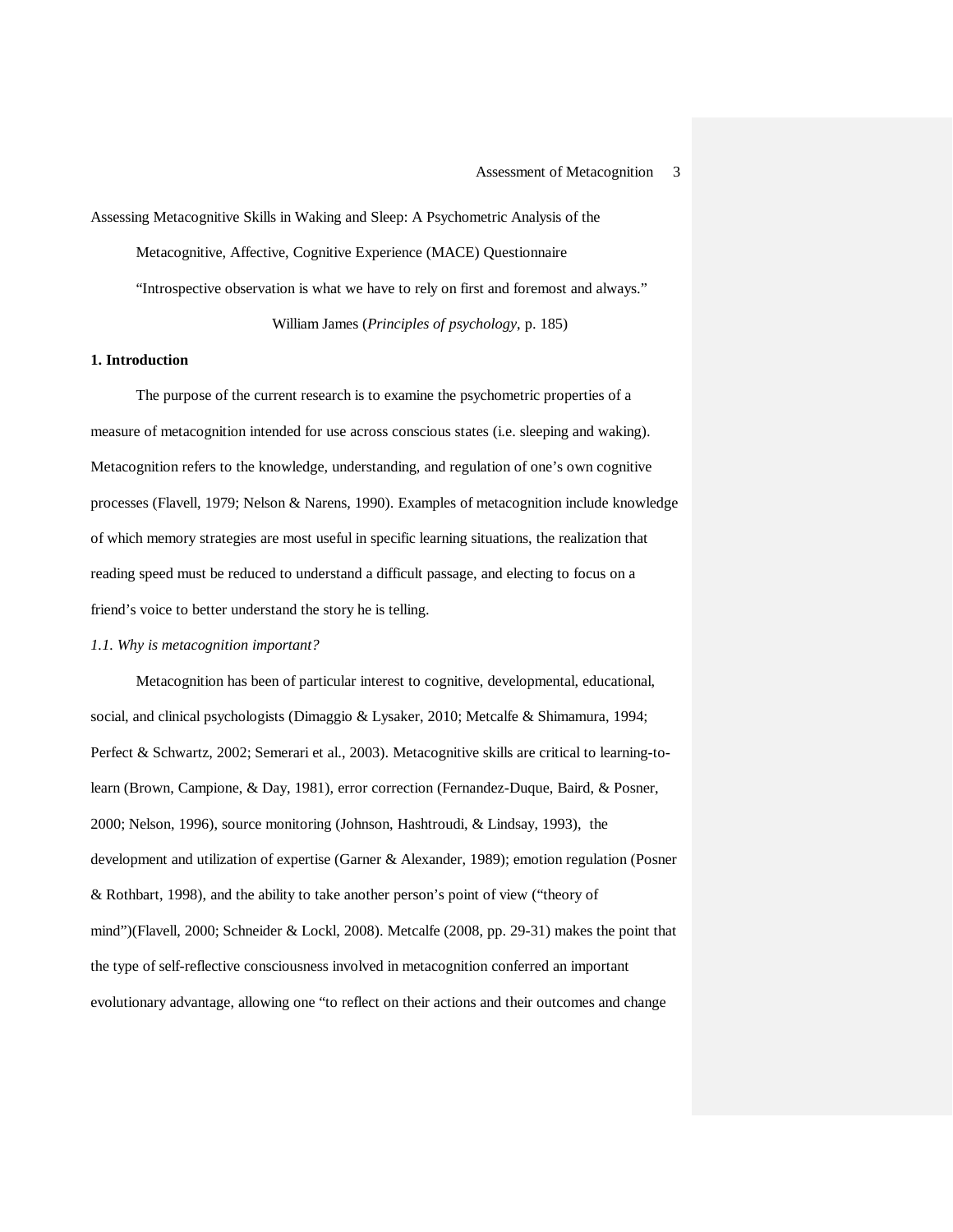Assessing Metacognitive Skills in Waking and Sleep: A Psychometric Analysis of the Metacognitive, Affective, Cognitive Experience (MACE) Questionnaire

"Introspective observation is what we have to rely on first and foremost and always."

William James (*Principles of psychology*, p. 185)

## 1. Introduction

The purpose of the current research is to examine the psychometric properties of a measure of metacognition intended for use across conscious states (i.e. sleeping and waking). Metacognition refers to the knowledge, understanding, and regulation of one's own cognitive processes (Flavell, 1979; Nelson & Narens, 1990). Examples of metacognition include knowledge of which memory strategies are most useful in specific learning situations, the realization that reading speed must be reduced to understand a difficult passage, and electing to focus on a friend's voice to better understand the story he is telling.

### *1.1. Why is metacognition important?*

Metacognition has been of particular interest to cognitive, developmental, educational, social, and clinical psychologists (Dimaggio & Lysaker, 2010; Metcalfe & Shimamura, 1994; Perfect & Schwartz, 2002; Semerari et al., 2003). Metacognitive skills are critical to learning-to-learn (Brown, Campione, & Day, 1981), error correction (Fernandez-Duque, Baird, & Posner, 2000; Nelson, 1996), source monitoring (Johnson, Hashtroudi, & Lindsay, 1993), the development and utilization of expertise (Garner & Alexander, 1989); emotion regulation (Posner & Rothbart, 1998), and the ability to take another person's point of view ("theory of mind")(Flavell, 2000; Schneider & Lockl, 2008). Metcalfe (2008, pp. 29-31) makes the point that the type of self-reflective consciousness involved in metacognition conferred an important evolutionary advantage, allowing one "to reflect on their actions and their outcomes and change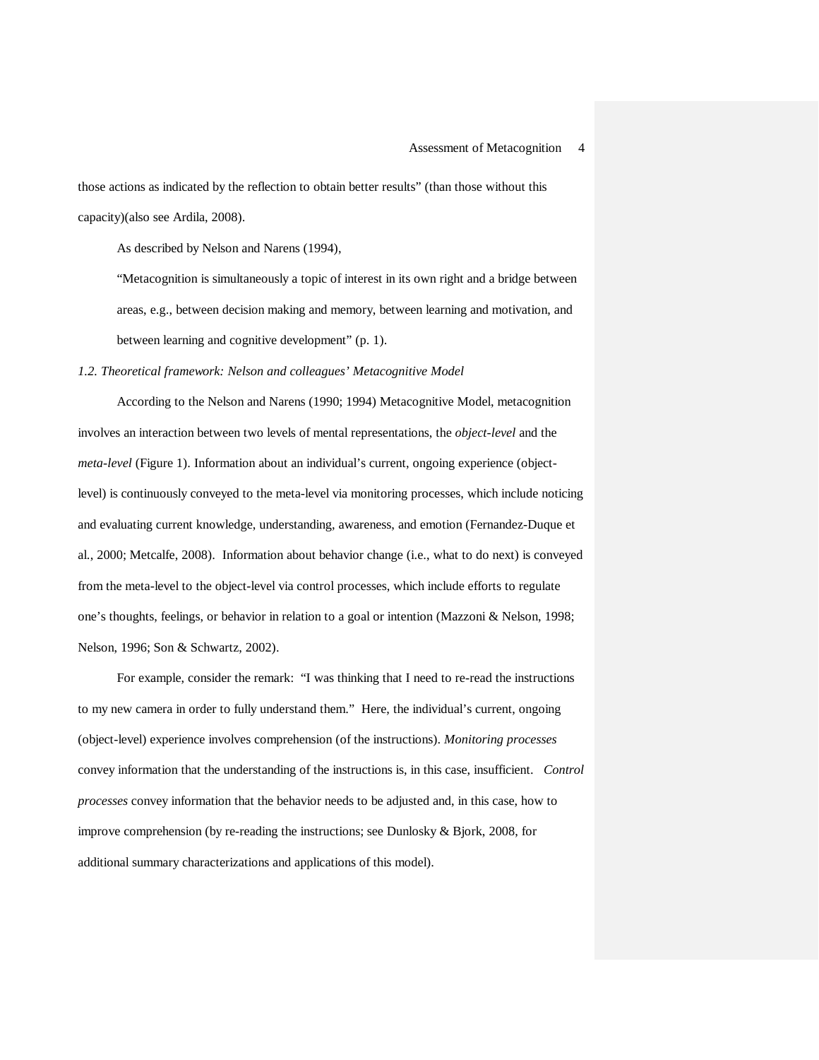those actions as indicated by the reflection to obtain better results" (than those without this capacity)(also see Ardila, 2008).

As described by Nelson and Narens (1994),

> "Metacognition is simultaneously a topic of interest in its own right and a bridge between areas, e.g., between decision making and memory, between learning and motivation, and between learning and cognitive development" (p. 1).

*1.2. Theoretical framework: Nelson and colleagues' Metacognitive Model*

According to the Nelson and Narens (1990; 1994) Metacognitive Model, metacognition involves an interaction between two levels of mental representations, the *object-level* and the *meta-level* (Figure 1). Information about an individual's current, ongoing experience (object-level) is continuously conveyed to the meta-level via monitoring processes, which include noticing and evaluating current knowledge, understanding, awareness, and emotion (Fernandez-Duque et al., 2000; Metcalfe, 2008). Information about behavior change (i.e., what to do next) is conveyed from the meta-level to the object-level via control processes, which include efforts to regulate one's thoughts, feelings, or behavior in relation to a goal or intention (Mazzoni & Nelson, 1998; Nelson, 1996; Son & Schwartz, 2002).

For example, consider the remark: "I was thinking that I need to re-read the instructions to my new camera in order to fully understand them." Here, the individual's current, ongoing (object-level) experience involves comprehension (of the instructions). *Monitoring processes* convey information that the understanding of the instructions is, in this case, insufficient. *Control processes* convey information that the behavior needs to be adjusted and, in this case, how to improve comprehension (by re-reading the instructions; see Dunlosky & Bjork, 2008, for additional summary characterizations and applications of this model).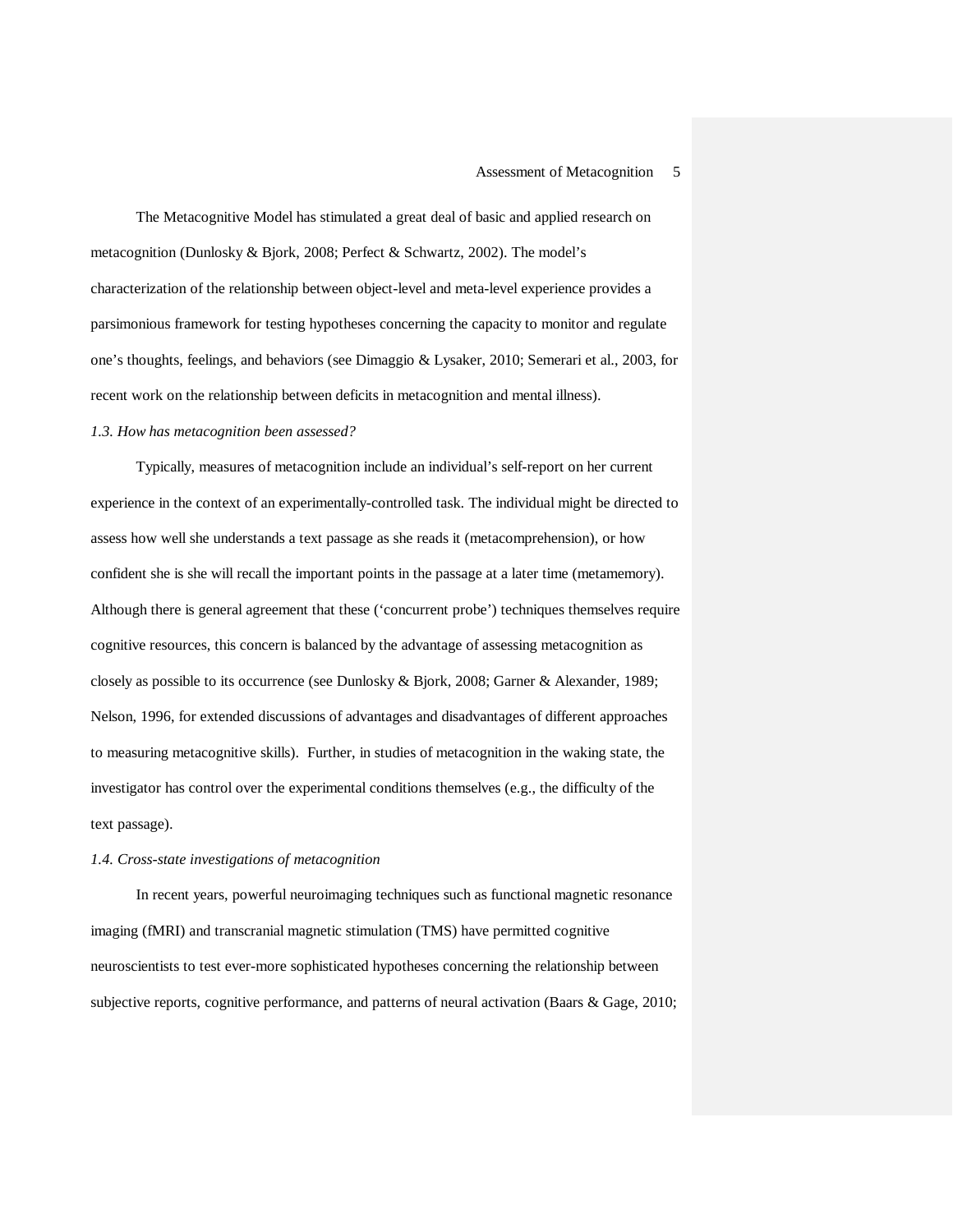The Metacognitive Model has stimulated a great deal of basic and applied research on metacognition (Dunlosky & Bjork, 2008; Perfect & Schwartz, 2002). The model's characterization of the relationship between object-level and meta-level experience provides a parsimonious framework for testing hypotheses concerning the capacity to monitor and regulate one's thoughts, feelings, and behaviors (see Dimaggio & Lysaker, 2010; Semerari et al., 2003, for recent work on the relationship between deficits in metacognition and mental illness).

*1.3. How has metacognition been assessed?*

Typically, measures of metacognition include an individual's self-report on her current experience in the context of an experimentally-controlled task. The individual might be directed to assess how well she understands a text passage as she reads it (metacomprehension), or how confident she is she will recall the important points in the passage at a later time (metamemory). Although there is general agreement that these ('concurrent probe') techniques themselves require cognitive resources, this concern is balanced by the advantage of assessing metacognition as closely as possible to its occurrence (see Dunlosky & Bjork, 2008; Garner & Alexander, 1989; Nelson, 1996, for extended discussions of advantages and disadvantages of different approaches to measuring metacognitive skills). Further, in studies of metacognition in the waking state, the investigator has control over the experimental conditions themselves (e.g., the difficulty of the text passage).

*1.4. Cross-state investigations of metacognition*

In recent years, powerful neuroimaging techniques such as functional magnetic resonance imaging (fMRI) and transcranial magnetic stimulation (TMS) have permitted cognitive neuroscientists to test ever-more sophisticated hypotheses concerning the relationship between subjective reports, cognitive performance, and patterns of neural activation (Baars & Gage, 2010;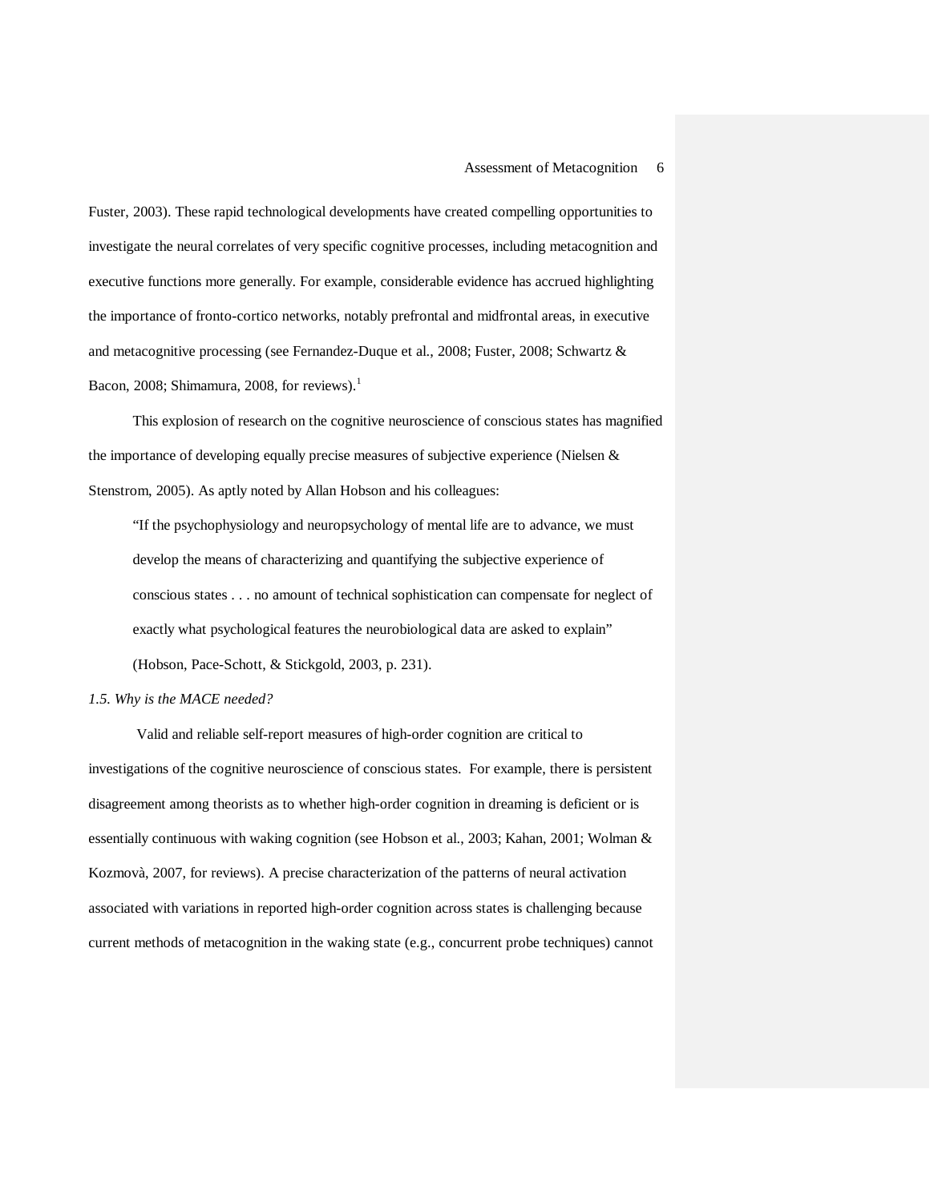Fuster, 2003). These rapid technological developments have created compelling opportunities to investigate the neural correlates of very specific cognitive processes, including metacognition and executive functions more generally. For example, considerable evidence has accrued highlighting the importance of fronto-cortico networks, notably prefrontal and midfrontal areas, in executive and metacognitive processing (see Fernandez-Duque et al., 2008; Fuster, 2008; Schwartz & Bacon, 2008; Shimamura, 2008, for reviews).[1]

This explosion of research on the cognitive neuroscience of conscious states has magnified the importance of developing equally precise measures of subjective experience (Nielsen & Stenstrom, 2005). As aptly noted by Allan Hobson and his colleagues:

> "If the psychophysiology and neuropsychology of mental life are to advance, we must develop the means of characterizing and quantifying the subjective experience of conscious states . . . no amount of technical sophistication can compensate for neglect of exactly what psychological features the neurobiological data are asked to explain" (Hobson, Pace-Schott, & Stickgold, 2003, p. 231).

*1.5. Why is the MACE needed?*

Valid and reliable self-report measures of high-order cognition are critical to investigations of the cognitive neuroscience of conscious states. For example, there is persistent disagreement among theorists as to whether high-order cognition in dreaming is deficient or is essentially continuous with waking cognition (see Hobson et al., 2003; Kahan, 2001; Wolman & Kozmovà, 2007, for reviews). A precise characterization of the patterns of neural activation associated with variations in reported high-order cognition across states is challenging because current methods of metacognition in the waking state (e.g., concurrent probe techniques) cannot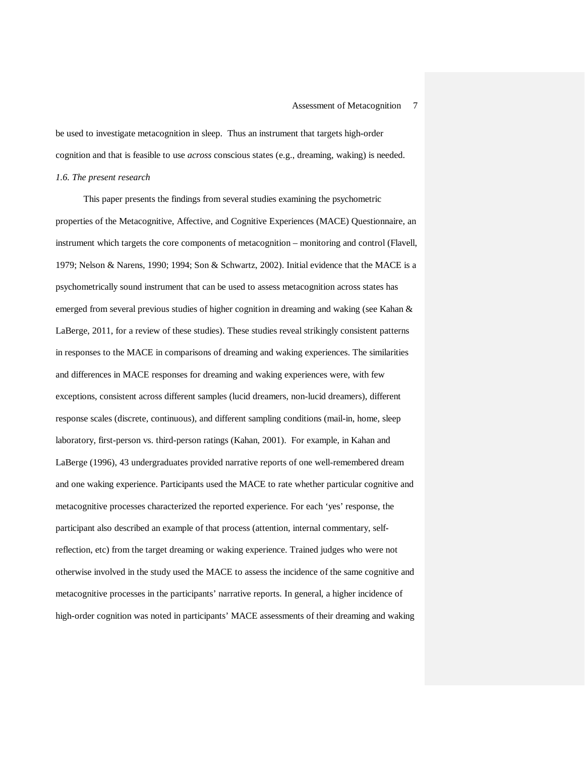be used to investigate metacognition in sleep. Thus an instrument that targets high-order cognition and that is feasible to use *across* conscious states (e.g., dreaming, waking) is needed.

*1.6. The present research*

This paper presents the findings from several studies examining the psychometric properties of the Metacognitive, Affective, and Cognitive Experiences (MACE) Questionnaire, an instrument which targets the core components of metacognition – monitoring and control (Flavell, 1979; Nelson & Narens, 1990; 1994; Son & Schwartz, 2002). Initial evidence that the MACE is a psychometrically sound instrument that can be used to assess metacognition across states has emerged from several previous studies of higher cognition in dreaming and waking (see Kahan & LaBerge, 2011, for a review of these studies). These studies reveal strikingly consistent patterns in responses to the MACE in comparisons of dreaming and waking experiences. The similarities and differences in MACE responses for dreaming and waking experiences were, with few exceptions, consistent across different samples (lucid dreamers, non-lucid dreamers), different response scales (discrete, continuous), and different sampling conditions (mail-in, home, sleep laboratory, first-person vs. third-person ratings (Kahan, 2001). For example, in Kahan and LaBerge (1996), 43 undergraduates provided narrative reports of one well-remembered dream and one waking experience. Participants used the MACE to rate whether particular cognitive and metacognitive processes characterized the reported experience. For each 'yes' response, the participant also described an example of that process (attention, internal commentary, self-reflection, etc) from the target dreaming or waking experience. Trained judges who were not otherwise involved in the study used the MACE to assess the incidence of the same cognitive and metacognitive processes in the participants' narrative reports. In general, a higher incidence of high-order cognition was noted in participants' MACE assessments of their dreaming and waking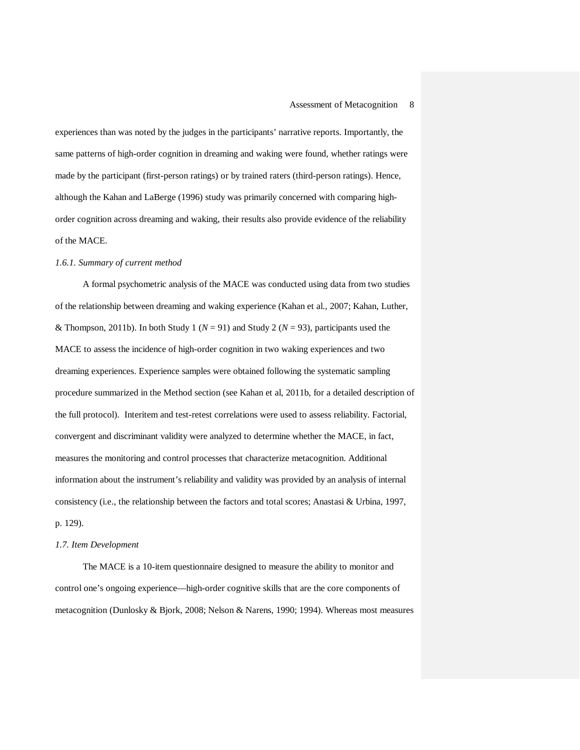experiences than was noted by the judges in the participants' narrative reports. Importantly, the same patterns of high-order cognition in dreaming and waking were found, whether ratings were made by the participant (first-person ratings) or by trained raters (third-person ratings). Hence, although the Kahan and LaBerge (1996) study was primarily concerned with comparing high-order cognition across dreaming and waking, their results also provide evidence of the reliability of the MACE.

### *1.6.1. Summary of current method*

A formal psychometric analysis of the MACE was conducted using data from two studies of the relationship between dreaming and waking experience (Kahan et al., 2007; Kahan, Luther, & Thompson, 2011b). In both Study 1 ($N = 91$) and Study 2 ($N = 93$), participants used the MACE to assess the incidence of high-order cognition in two waking experiences and two dreaming experiences. Experience samples were obtained following the systematic sampling procedure summarized in the Method section (see Kahan et al, 2011b, for a detailed description of the full protocol). Interitem and test-retest correlations were used to assess reliability. Factorial, convergent and discriminant validity were analyzed to determine whether the MACE, in fact, measures the monitoring and control processes that characterize metacognition. Additional information about the instrument's reliability and validity was provided by an analysis of internal consistency (i.e., the relationship between the factors and total scores; Anastasi & Urbina, 1997, p. 129).

### *1.7. Item Development*

The MACE is a 10-item questionnaire designed to measure the ability to monitor and control one's ongoing experience—high-order cognitive skills that are the core components of metacognition (Dunlosky & Bjork, 2008; Nelson & Narens, 1990; 1994). Whereas most measures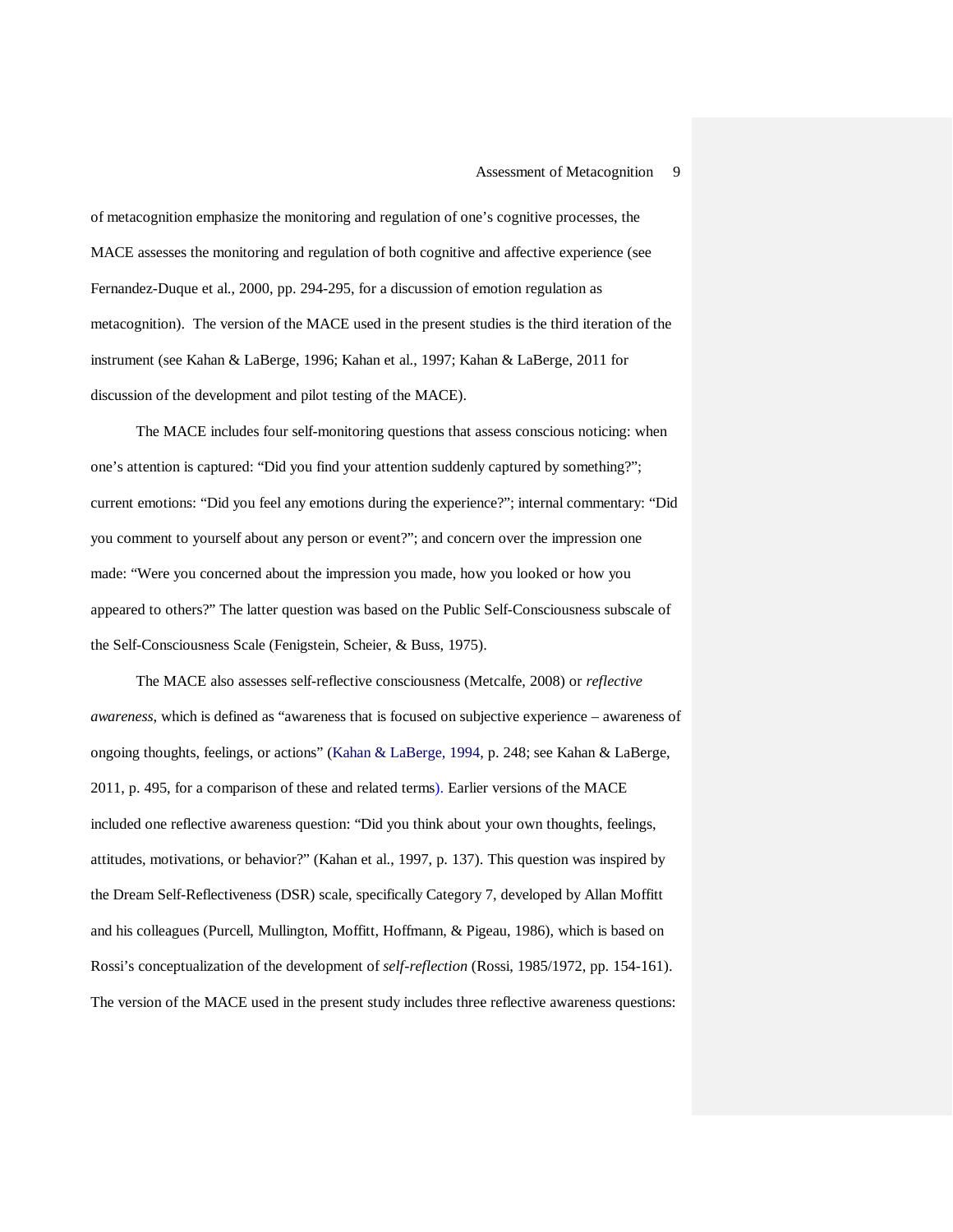of metacognition emphasize the monitoring and regulation of one's cognitive processes, the MACE assesses the monitoring and regulation of both cognitive and affective experience (see Fernandez-Duque et al., 2000, pp. 294-295, for a discussion of emotion regulation as metacognition). The version of the MACE used in the present studies is the third iteration of the instrument (see Kahan & LaBerge, 1996; Kahan et al., 1997; Kahan & LaBerge, 2011 for discussion of the development and pilot testing of the MACE).

The MACE includes four self-monitoring questions that assess conscious noticing: when one's attention is captured: "Did you find your attention suddenly captured by something?"; current emotions: "Did you feel any emotions during the experience?"; internal commentary: "Did you comment to yourself about any person or event?"; and concern over the impression one made: "Were you concerned about the impression you made, how you looked or how you appeared to others?" The latter question was based on the Public Self-Consciousness subscale of the Self-Consciousness Scale (Fenigstein, Scheier, & Buss, 1975).

The MACE also assesses self-reflective consciousness (Metcalfe, 2008) or *reflective awareness*, which is defined as "awareness that is focused on subjective experience – awareness of ongoing thoughts, feelings, or actions" (Kahan & LaBerge, 1994, p. 248; see Kahan & LaBerge, 2011, p. 495, for a comparison of these and related terms). Earlier versions of the MACE included one reflective awareness question: "Did you think about your own thoughts, feelings, attitudes, motivations, or behavior?" (Kahan et al., 1997, p. 137). This question was inspired by the Dream Self-Reflectiveness (DSR) scale, specifically Category 7, developed by Allan Moffitt and his colleagues (Purcell, Mullington, Moffitt, Hoffmann, & Pigeau, 1986), which is based on Rossi's conceptualization of the development of *self-reflection* (Rossi, 1985/1972, pp. 154-161). The version of the MACE used in the present study includes three reflective awareness questions: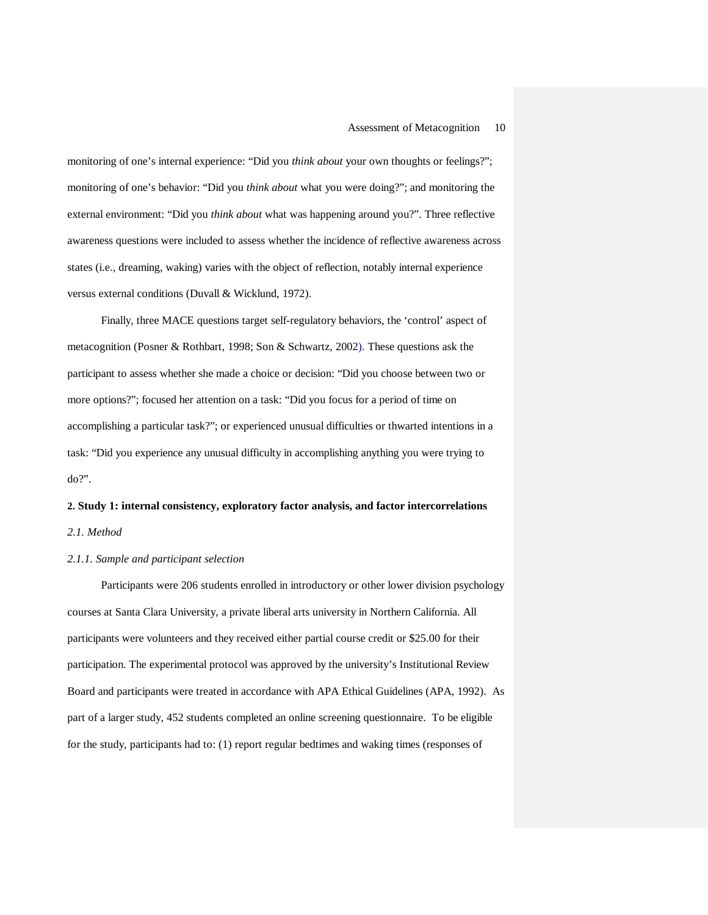monitoring of one's internal experience: "Did you *think about* your own thoughts or feelings?"; monitoring of one's behavior: "Did you *think about* what you were doing?"; and monitoring the external environment: "Did you *think about* what was happening around you?". Three reflective awareness questions were included to assess whether the incidence of reflective awareness across states (i.e., dreaming, waking) varies with the object of reflection, notably internal experience versus external conditions (Duvall & Wicklund, 1972).

Finally, three MACE questions target self-regulatory behaviors, the 'control' aspect of metacognition (Posner & Rothbart, 1998; Son & Schwartz, 2002). These questions ask the participant to assess whether she made a choice or decision: "Did you choose between two or more options?"; focused her attention on a task: "Did you focus for a period of time on accomplishing a particular task?"; or experienced unusual difficulties or thwarted intentions in a task: "Did you experience any unusual difficulty in accomplishing anything you were trying to do?".

## 2. Study 1: internal consistency, exploratory factor analysis, and factor intercorrelations

### *2.1. Method*

#### *2.1.1. Sample and participant selection*

Participants were 206 students enrolled in introductory or other lower division psychology courses at Santa Clara University, a private liberal arts university in Northern California. All participants were volunteers and they received either partial course credit or $25.00 for their participation. The experimental protocol was approved by the university's Institutional Review Board and participants were treated in accordance with APA Ethical Guidelines (APA, 1992). As part of a larger study, 452 students completed an online screening questionnaire. To be eligible for the study, participants had to: (1) report regular bedtimes and waking times (responses of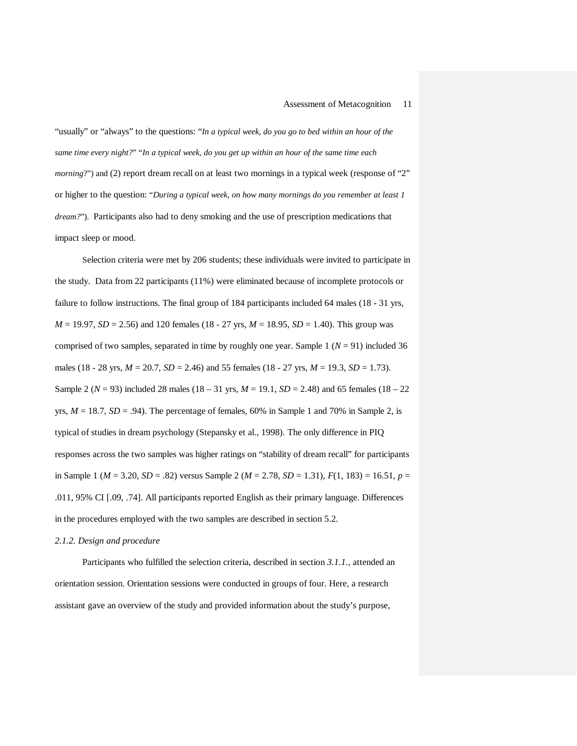"usually" or "always" to the questions: "*In a typical week, do you go to bed within an hour of the same time every night?*" "*In a typical week, do you get up within an hour of the same time each morning*?") and (2) report dream recall on at least two mornings in a typical week (response of "2" or higher to the question: "*During a typical week, on how many mornings do you remember at least 1 dream?*"). Participants also had to deny smoking and the use of prescription medications that impact sleep or mood.

Selection criteria were met by 206 students; these individuals were invited to participate in the study. Data from 22 participants (11%) were eliminated because of incomplete protocols or failure to follow instructions. The final group of 184 participants included 64 males (18 - 31 yrs, $M$ = 19.97, $SD$ = 2.56) and 120 females (18 - 27 yrs, $M$ = 18.95, $SD$ = 1.40). This group was comprised of two samples, separated in time by roughly one year. Sample 1 ($N$ = 91) included 36 males (18 - 28 yrs, $M$ = 20.7, $SD$ = 2.46) and 55 females (18 - 27 yrs, $M$ = 19.3, $SD$ = 1.73). Sample 2 ($N$ = 93) included 28 males (18 – 31 yrs, $M$ = 19.1, $SD$ = 2.48) and 65 females (18 – 22 yrs, $M$ = 18.7, $SD$ = .94). The percentage of females, 60% in Sample 1 and 70% in Sample 2, is typical of studies in dream psychology (Stepansky et al., 1998). The only difference in PIQ responses across the two samples was higher ratings on "stability of dream recall" for participants in Sample 1 ($M$ = 3.20, $SD$ = .82) versus Sample 2 ($M$ = 2.78, $SD$ = 1.31), $F(1, 183) = 16.51$, $p$ = .011, 95% CI [.09, .74]. All participants reported English as their primary language. Differences in the procedures employed with the two samples are described in section 5.2.

*2.1.2. Design and procedure*

Participants who fulfilled the selection criteria, described in section *3.1.1.*, attended an orientation session. Orientation sessions were conducted in groups of four. Here, a research assistant gave an overview of the study and provided information about the study's purpose,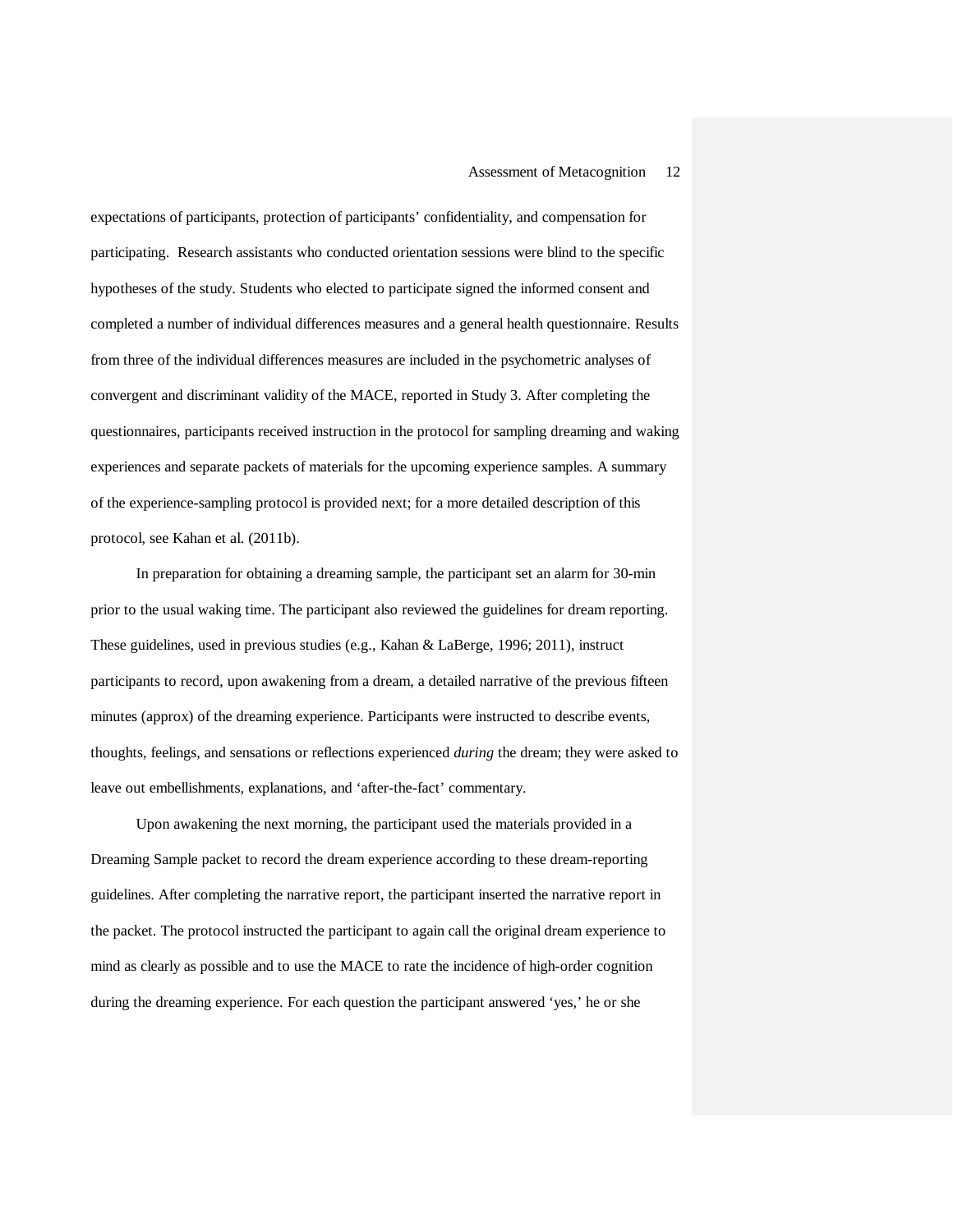expectations of participants, protection of participants' confidentiality, and compensation for participating. Research assistants who conducted orientation sessions were blind to the specific hypotheses of the study. Students who elected to participate signed the informed consent and completed a number of individual differences measures and a general health questionnaire. Results from three of the individual differences measures are included in the psychometric analyses of convergent and discriminant validity of the MACE, reported in Study 3. After completing the questionnaires, participants received instruction in the protocol for sampling dreaming and waking experiences and separate packets of materials for the upcoming experience samples. A summary of the experience-sampling protocol is provided next; for a more detailed description of this protocol, see Kahan et al. (2011b).

In preparation for obtaining a dreaming sample, the participant set an alarm for 30-min prior to the usual waking time. The participant also reviewed the guidelines for dream reporting. These guidelines, used in previous studies (e.g., Kahan & LaBerge, 1996; 2011), instruct participants to record, upon awakening from a dream, a detailed narrative of the previous fifteen minutes (approx) of the dreaming experience. Participants were instructed to describe events, thoughts, feelings, and sensations or reflections experienced *during* the dream; they were asked to leave out embellishments, explanations, and 'after-the-fact' commentary.

Upon awakening the next morning, the participant used the materials provided in a Dreaming Sample packet to record the dream experience according to these dream-reporting guidelines. After completing the narrative report, the participant inserted the narrative report in the packet. The protocol instructed the participant to again call the original dream experience to mind as clearly as possible and to use the MACE to rate the incidence of high-order cognition during the dreaming experience. For each question the participant answered 'yes,' he or she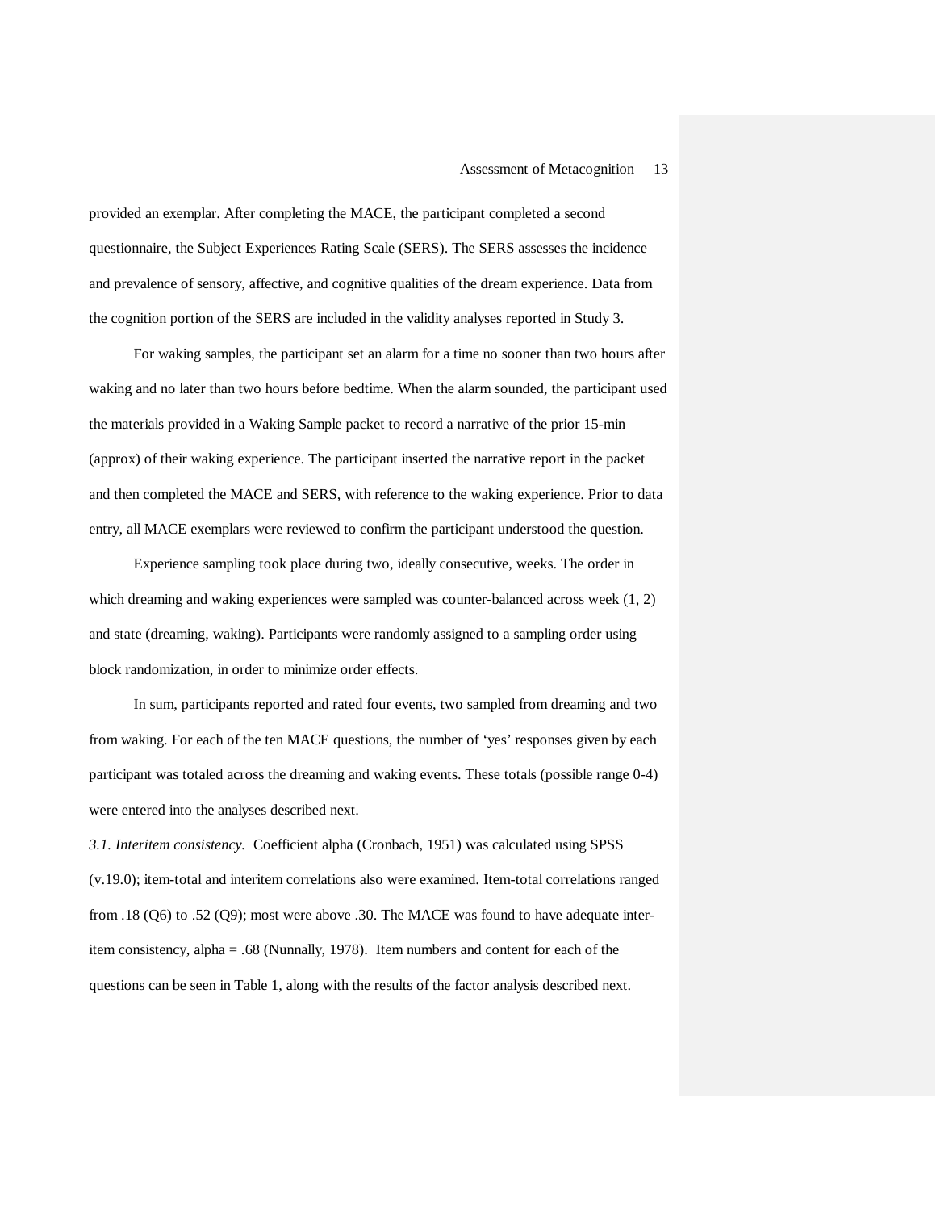provided an exemplar. After completing the MACE, the participant completed a second questionnaire, the Subject Experiences Rating Scale (SERS). The SERS assesses the incidence and prevalence of sensory, affective, and cognitive qualities of the dream experience. Data from the cognition portion of the SERS are included in the validity analyses reported in Study 3.

For waking samples, the participant set an alarm for a time no sooner than two hours after waking and no later than two hours before bedtime. When the alarm sounded, the participant used the materials provided in a Waking Sample packet to record a narrative of the prior 15-min (approx) of their waking experience. The participant inserted the narrative report in the packet and then completed the MACE and SERS, with reference to the waking experience. Prior to data entry, all MACE exemplars were reviewed to confirm the participant understood the question.

Experience sampling took place during two, ideally consecutive, weeks. The order in which dreaming and waking experiences were sampled was counter-balanced across week (1, 2) and state (dreaming, waking). Participants were randomly assigned to a sampling order using block randomization, in order to minimize order effects.

In sum, participants reported and rated four events, two sampled from dreaming and two from waking. For each of the ten MACE questions, the number of 'yes' responses given by each participant was totaled across the dreaming and waking events. These totals (possible range 0-4) were entered into the analyses described next.

*3.1. Interitem consistency.* Coefficient alpha (Cronbach, 1951) was calculated using SPSS (v.19.0); item-total and interitem correlations also were examined. Item-total correlations ranged from .18 (Q6) to .52 (Q9); most were above .30. The MACE was found to have adequate inter-item consistency, alpha = .68 (Nunnally, 1978). Item numbers and content for each of the questions can be seen in Table 1, along with the results of the factor analysis described next.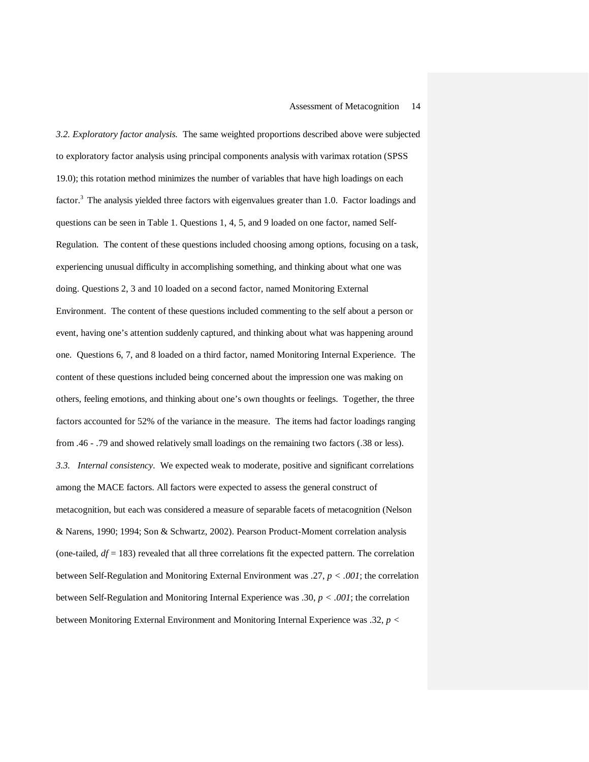*3.2. Exploratory factor analysis.* The same weighted proportions described above were subjected to exploratory factor analysis using principal components analysis with varimax rotation (SPSS 19.0); this rotation method minimizes the number of variables that have high loadings on each factor.[3] The analysis yielded three factors with eigenvalues greater than 1.0. Factor loadings and questions can be seen in Table 1. Questions 1, 4, 5, and 9 loaded on one factor, named Self-Regulation. The content of these questions included choosing among options, focusing on a task, experiencing unusual difficulty in accomplishing something, and thinking about what one was doing. Questions 2, 3 and 10 loaded on a second factor, named Monitoring External Environment. The content of these questions included commenting to the self about a person or event, having one's attention suddenly captured, and thinking about what was happening around one. Questions 6, 7, and 8 loaded on a third factor, named Monitoring Internal Experience. The content of these questions included being concerned about the impression one was making on others, feeling emotions, and thinking about one's own thoughts or feelings. Together, the three factors accounted for 52% of the variance in the measure. The items had factor loadings ranging from .46 - .79 and showed relatively small loadings on the remaining two factors (.38 or less).

*3.3. Internal consistency*. We expected weak to moderate, positive and significant correlations among the MACE factors. All factors were expected to assess the general construct of metacognition, but each was considered a measure of separable facets of metacognition (Nelson & Narens, 1990; 1994; Son & Schwartz, 2002). Pearson Product-Moment correlation analysis (one-tailed, $df = 183$) revealed that all three correlations fit the expected pattern. The correlation between Self-Regulation and Monitoring External Environment was .27, $p < .001$; the correlation between Self-Regulation and Monitoring Internal Experience was .30, $p < .001$; the correlation between Monitoring External Environment and Monitoring Internal Experience was .32, $p <$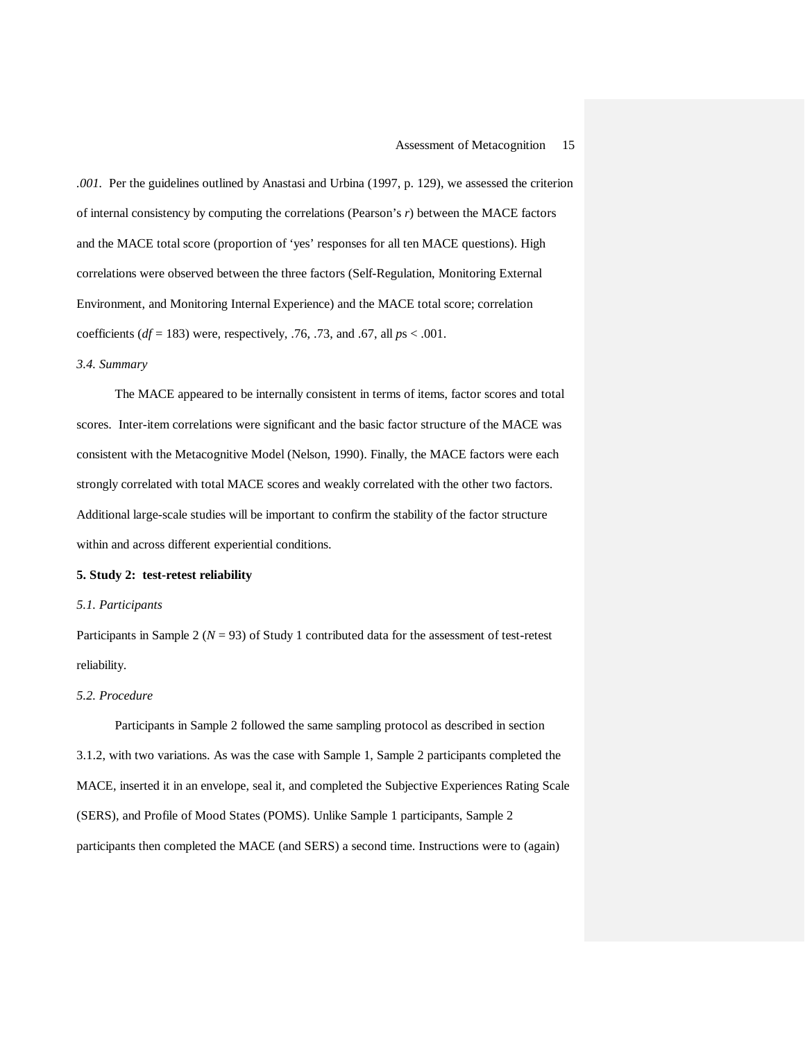*.001*. Per the guidelines outlined by Anastasi and Urbina (1997, p. 129), we assessed the criterion of internal consistency by computing the correlations (Pearson's $r$) between the MACE factors and the MACE total score (proportion of 'yes' responses for all ten MACE questions). High correlations were observed between the three factors (Self-Regulation, Monitoring External Environment, and Monitoring Internal Experience) and the MACE total score; correlation coefficients ($df = 183$) were, respectively, .76, .73, and .67, all $ps < .001$.

*3.4. Summary*

The MACE appeared to be internally consistent in terms of items, factor scores and total scores. Inter-item correlations were significant and the basic factor structure of the MACE was consistent with the Metacognitive Model (Nelson, 1990). Finally, the MACE factors were each strongly correlated with total MACE scores and weakly correlated with the other two factors. Additional large-scale studies will be important to confirm the stability of the factor structure within and across different experiential conditions.

**5. Study 2: test-retest reliability**

*5.1. Participants*

Participants in Sample 2 ($N = 93$) of Study 1 contributed data for the assessment of test-retest reliability.

*5.2. Procedure*

Participants in Sample 2 followed the same sampling protocol as described in section 3.1.2, with two variations. As was the case with Sample 1, Sample 2 participants completed the MACE, inserted it in an envelope, seal it, and completed the Subjective Experiences Rating Scale (SERS), and Profile of Mood States (POMS). Unlike Sample 1 participants, Sample 2 participants then completed the MACE (and SERS) a second time. Instructions were to (again)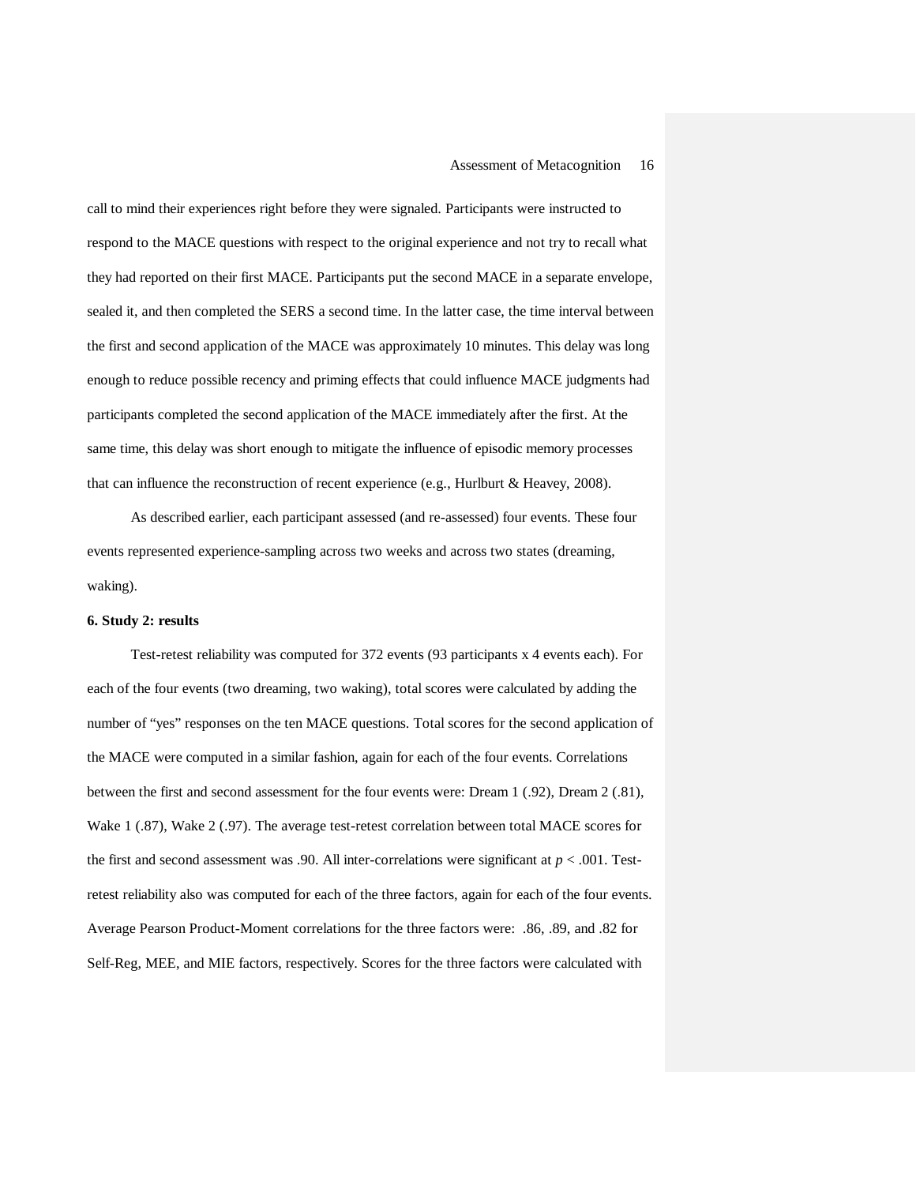call to mind their experiences right before they were signaled. Participants were instructed to respond to the MACE questions with respect to the original experience and not try to recall what they had reported on their first MACE. Participants put the second MACE in a separate envelope, sealed it, and then completed the SERS a second time. In the latter case, the time interval between the first and second application of the MACE was approximately 10 minutes. This delay was long enough to reduce possible recency and priming effects that could influence MACE judgments had participants completed the second application of the MACE immediately after the first. At the same time, this delay was short enough to mitigate the influence of episodic memory processes that can influence the reconstruction of recent experience (e.g., Hurlburt & Heavey, 2008).

As described earlier, each participant assessed (and re-assessed) four events. These four events represented experience-sampling across two weeks and across two states (dreaming, waking).

**6. Study 2: results**

Test-retest reliability was computed for 372 events (93 participants x 4 events each). For each of the four events (two dreaming, two waking), total scores were calculated by adding the number of "yes" responses on the ten MACE questions. Total scores for the second application of the MACE were computed in a similar fashion, again for each of the four events. Correlations between the first and second assessment for the four events were: Dream 1 (.92), Dream 2 (.81), Wake 1 (.87), Wake 2 (.97). The average test-retest correlation between total MACE scores for the first and second assessment was .90. All inter-correlations were significant at $p < .001$. Test-retest reliability also was computed for each of the three factors, again for each of the four events. Average Pearson Product-Moment correlations for the three factors were: .86, .89, and .82 for Self-Reg, MEE, and MIE factors, respectively. Scores for the three factors were calculated with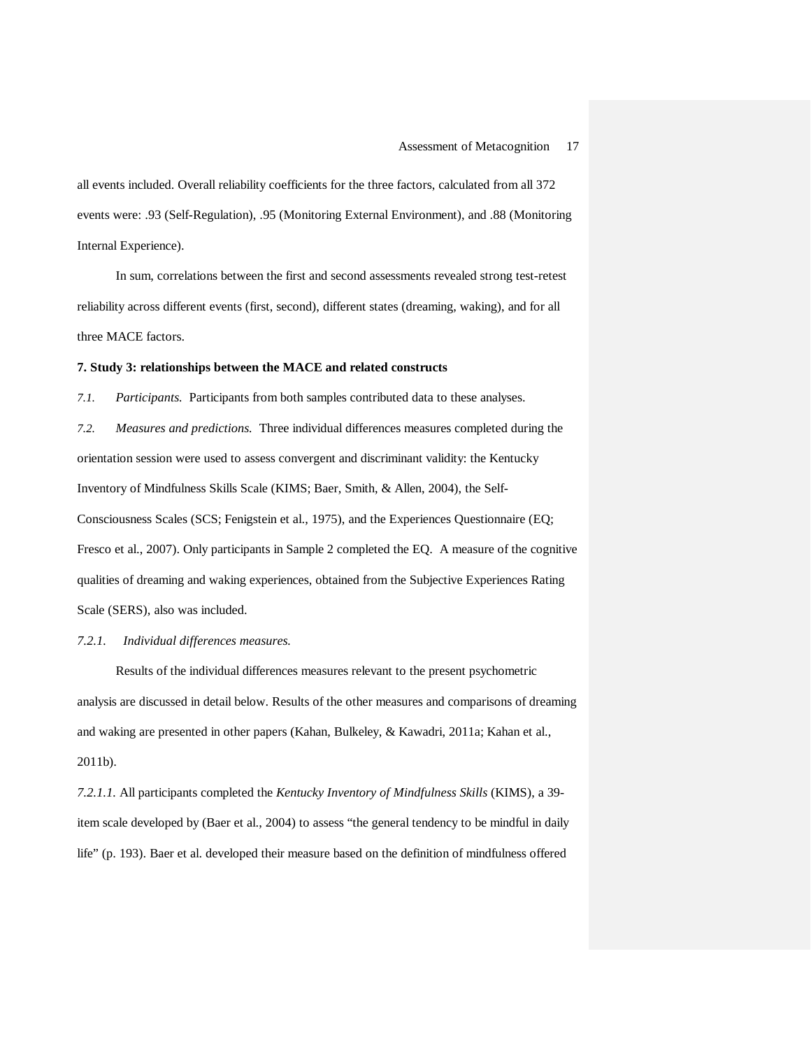all events included. Overall reliability coefficients for the three factors, calculated from all 372 events were: .93 (Self-Regulation), .95 (Monitoring External Environment), and .88 (Monitoring Internal Experience).

In sum, correlations between the first and second assessments revealed strong test-retest reliability across different events (first, second), different states (dreaming, waking), and for all three MACE factors.

## 7. Study 3: relationships between the MACE and related constructs

*7.1. Participants.* Participants from both samples contributed data to these analyses.

*7.2. Measures and predictions.* Three individual differences measures completed during the orientation session were used to assess convergent and discriminant validity: the Kentucky Inventory of Mindfulness Skills Scale (KIMS; Baer, Smith, & Allen, 2004), the Self-Consciousness Scales (SCS; Fenigstein et al., 1975), and the Experiences Questionnaire (EQ; Fresco et al., 2007). Only participants in Sample 2 completed the EQ. A measure of the cognitive qualities of dreaming and waking experiences, obtained from the Subjective Experiences Rating Scale (SERS), also was included.

*7.2.1. Individual differences measures.*

Results of the individual differences measures relevant to the present psychometric analysis are discussed in detail below. Results of the other measures and comparisons of dreaming and waking are presented in other papers (Kahan, Bulkeley, & Kawadri, 2011a; Kahan et al., 2011b).

*7.2.1.1.* All participants completed the *Kentucky Inventory of Mindfulness Skills* (KIMS), a 39-item scale developed by (Baer et al., 2004) to assess "the general tendency to be mindful in daily life" (p. 193). Baer et al. developed their measure based on the definition of mindfulness offered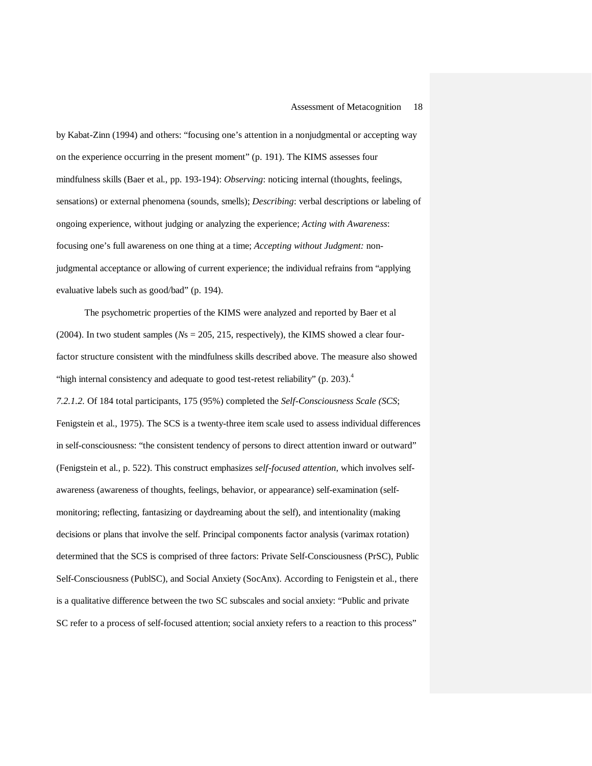by Kabat-Zinn (1994) and others: "focusing one's attention in a nonjudgmental or accepting way on the experience occurring in the present moment" (p. 191). The KIMS assesses four mindfulness skills (Baer et al., pp. 193-194): *Observing*: noticing internal (thoughts, feelings, sensations) or external phenomena (sounds, smells); *Describing*: verbal descriptions or labeling of ongoing experience, without judging or analyzing the experience; *Acting with Awareness*: focusing one's full awareness on one thing at a time; *Accepting without Judgment:* non-judgmental acceptance or allowing of current experience; the individual refrains from "applying evaluative labels such as good/bad" (p. 194).

The psychometric properties of the KIMS were analyzed and reported by Baer et al (2004). In two student samples (*N*s = 205, 215, respectively), the KIMS showed a clear four-factor structure consistent with the mindfulness skills described above. The measure also showed "high internal consistency and adequate to good test-retest reliability" (p. 203).[4]

*7.2.1.2.* Of 184 total participants, 175 (95%) completed the *Self-Consciousness Scale (SCS*; Fenigstein et al., 1975). The SCS is a twenty-three item scale used to assess individual differences in self-consciousness: "the consistent tendency of persons to direct attention inward or outward" (Fenigstein et al., p. 522). This construct emphasizes *self-focused attention*, which involves self-awareness (awareness of thoughts, feelings, behavior, or appearance) self-examination (self-monitoring; reflecting, fantasizing or daydreaming about the self), and intentionality (making decisions or plans that involve the self. Principal components factor analysis (varimax rotation) determined that the SCS is comprised of three factors: Private Self-Consciousness (PrSC), Public Self-Consciousness (PublSC), and Social Anxiety (SocAnx). According to Fenigstein et al., there is a qualitative difference between the two SC subscales and social anxiety: "Public and private SC refer to a process of self-focused attention; social anxiety refers to a reaction to this process"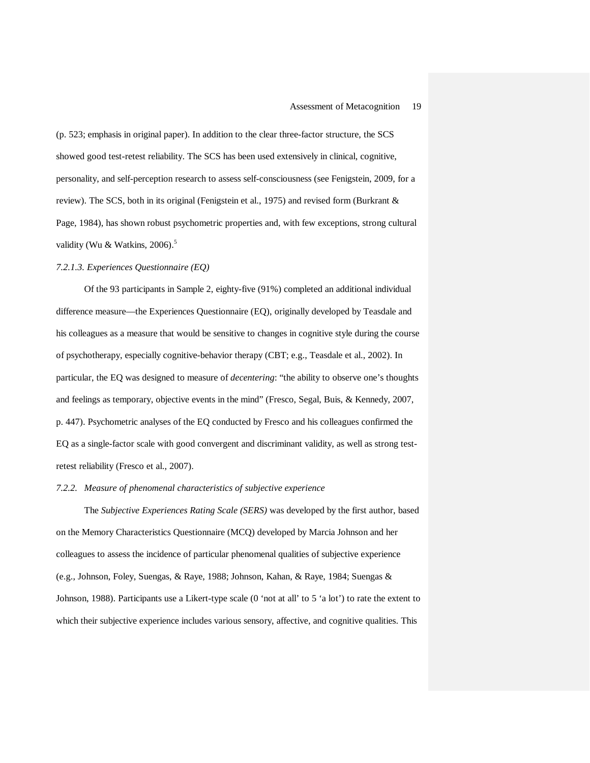(p. 523; emphasis in original paper). In addition to the clear three-factor structure, the SCS showed good test-retest reliability. The SCS has been used extensively in clinical, cognitive, personality, and self-perception research to assess self-consciousness (see Fenigstein, 2009, for a review). The SCS, both in its original (Fenigstein et al., 1975) and revised form (Burkrant & Page, 1984), has shown robust psychometric properties and, with few exceptions, strong cultural validity (Wu & Watkins, 2006).[5]

#### *7.2.1.3. Experiences Questionnaire (EQ)*

Of the 93 participants in Sample 2, eighty-five (91%) completed an additional individual difference measure—the Experiences Questionnaire (EQ), originally developed by Teasdale and his colleagues as a measure that would be sensitive to changes in cognitive style during the course of psychotherapy, especially cognitive-behavior therapy (CBT; e.g., Teasdale et al., 2002). In particular, the EQ was designed to measure of *decentering*: "the ability to observe one's thoughts and feelings as temporary, objective events in the mind" (Fresco, Segal, Buis, & Kennedy, 2007, p. 447). Psychometric analyses of the EQ conducted by Fresco and his colleagues confirmed the EQ as a single-factor scale with good convergent and discriminant validity, as well as strong test-retest reliability (Fresco et al., 2007).

### *7.2.2. Measure of phenomenal characteristics of subjective experience*

The *Subjective Experiences Rating Scale (SERS)* was developed by the first author, based on the Memory Characteristics Questionnaire (MCQ) developed by Marcia Johnson and her colleagues to assess the incidence of particular phenomenal qualities of subjective experience (e.g., Johnson, Foley, Suengas, & Raye, 1988; Johnson, Kahan, & Raye, 1984; Suengas & Johnson, 1988). Participants use a Likert-type scale (0 'not at all' to 5 'a lot') to rate the extent to which their subjective experience includes various sensory, affective, and cognitive qualities. This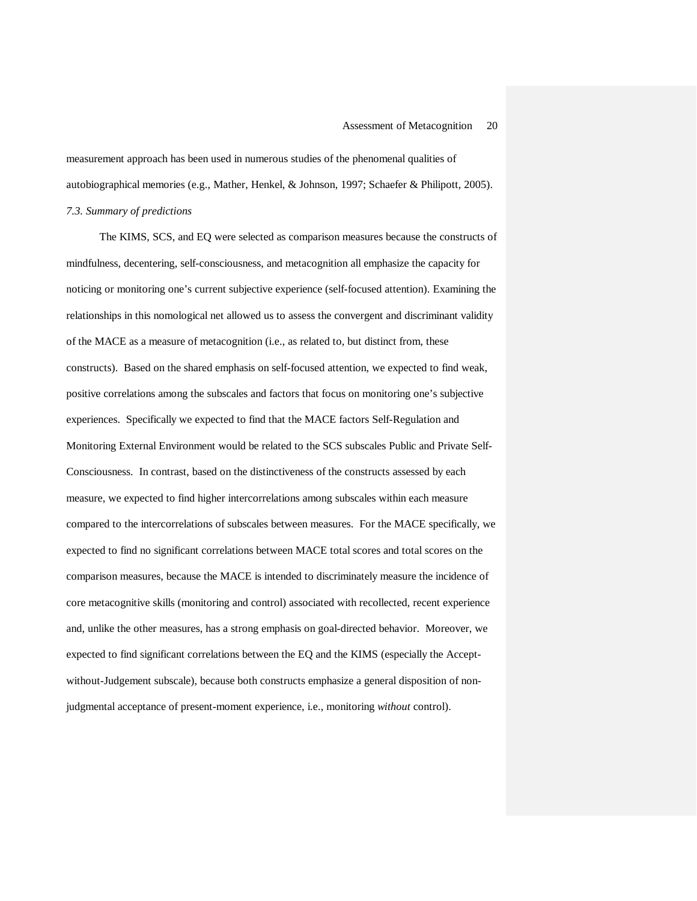measurement approach has been used in numerous studies of the phenomenal qualities of autobiographical memories (e.g., Mather, Henkel, & Johnson, 1997; Schaefer & Philipott, 2005).

*7.3. Summary of predictions*

The KIMS, SCS, and EQ were selected as comparison measures because the constructs of mindfulness, decentering, self-consciousness, and metacognition all emphasize the capacity for noticing or monitoring one's current subjective experience (self-focused attention). Examining the relationships in this nomological net allowed us to assess the convergent and discriminant validity of the MACE as a measure of metacognition (i.e., as related to, but distinct from, these constructs). Based on the shared emphasis on self-focused attention, we expected to find weak, positive correlations among the subscales and factors that focus on monitoring one's subjective experiences. Specifically we expected to find that the MACE factors Self-Regulation and Monitoring External Environment would be related to the SCS subscales Public and Private Self-Consciousness. In contrast, based on the distinctiveness of the constructs assessed by each measure, we expected to find higher intercorrelations among subscales within each measure compared to the intercorrelations of subscales between measures. For the MACE specifically, we expected to find no significant correlations between MACE total scores and total scores on the comparison measures, because the MACE is intended to discriminately measure the incidence of core metacognitive skills (monitoring and control) associated with recollected, recent experience and, unlike the other measures, has a strong emphasis on goal-directed behavior. Moreover, we expected to find significant correlations between the EQ and the KIMS (especially the Accept-without-Judgement subscale), because both constructs emphasize a general disposition of non-judgmental acceptance of present-moment experience, i.e., monitoring *without* control).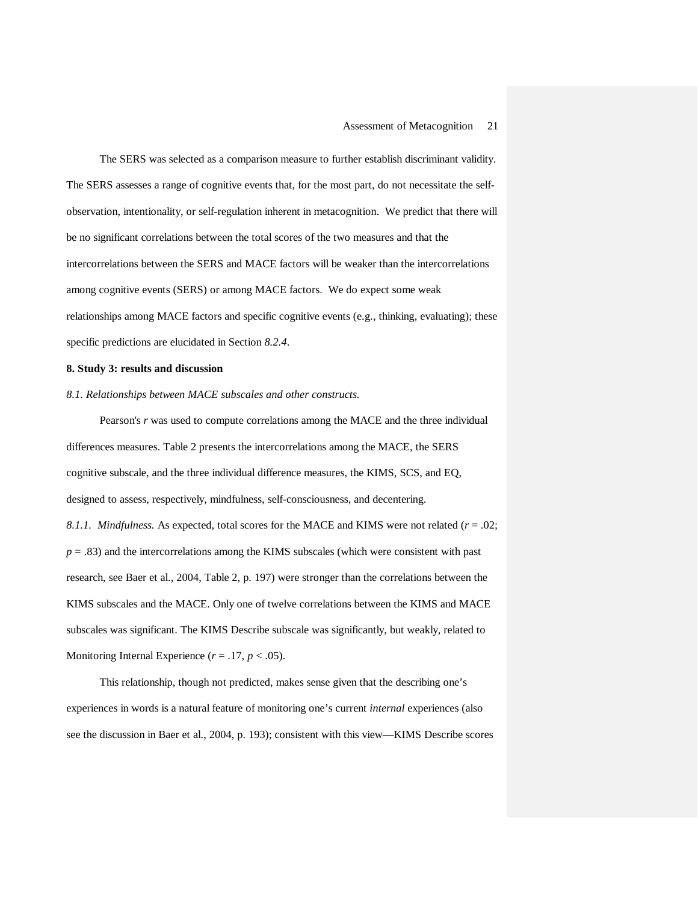The SERS was selected as a comparison measure to further establish discriminant validity. The SERS assesses a range of cognitive events that, for the most part, do not necessitate the self-observation, intentionality, or self-regulation inherent in metacognition. We predict that there will be no significant correlations between the total scores of the two measures and that the intercorrelations between the SERS and MACE factors will be weaker than the intercorrelations among cognitive events (SERS) or among MACE factors. We do expect some weak relationships among MACE factors and specific cognitive events (e.g., thinking, evaluating); these specific predictions are elucidated in Section *8.2.4*.

**8. Study 3: results and discussion**

*8.1. Relationships between MACE subscales and other constructs.*

Pearson's $r$ was used to compute correlations among the MACE and the three individual differences measures. Table 2 presents the intercorrelations among the MACE, the SERS cognitive subscale, and the three individual difference measures, the KIMS, SCS, and EQ, designed to assess, respectively, mindfulness, self-consciousness, and decentering.

*8.1.1. Mindfulness.* As expected, total scores for the MACE and KIMS were not related ($r$ = .02; $p$ = .83) and the intercorrelations among the KIMS subscales (which were consistent with past research, see Baer et al., 2004, Table 2, p. 197) were stronger than the correlations between the KIMS subscales and the MACE. Only one of twelve correlations between the KIMS and MACE subscales was significant. The KIMS Describe subscale was significantly, but weakly, related to Monitoring Internal Experience ($r$ = .17, $p$ < .05).

This relationship, though not predicted, makes sense given that the describing one's experiences in words is a natural feature of monitoring one's current *internal* experiences (also see the discussion in Baer et al., 2004, p. 193); consistent with this view—KIMS Describe scores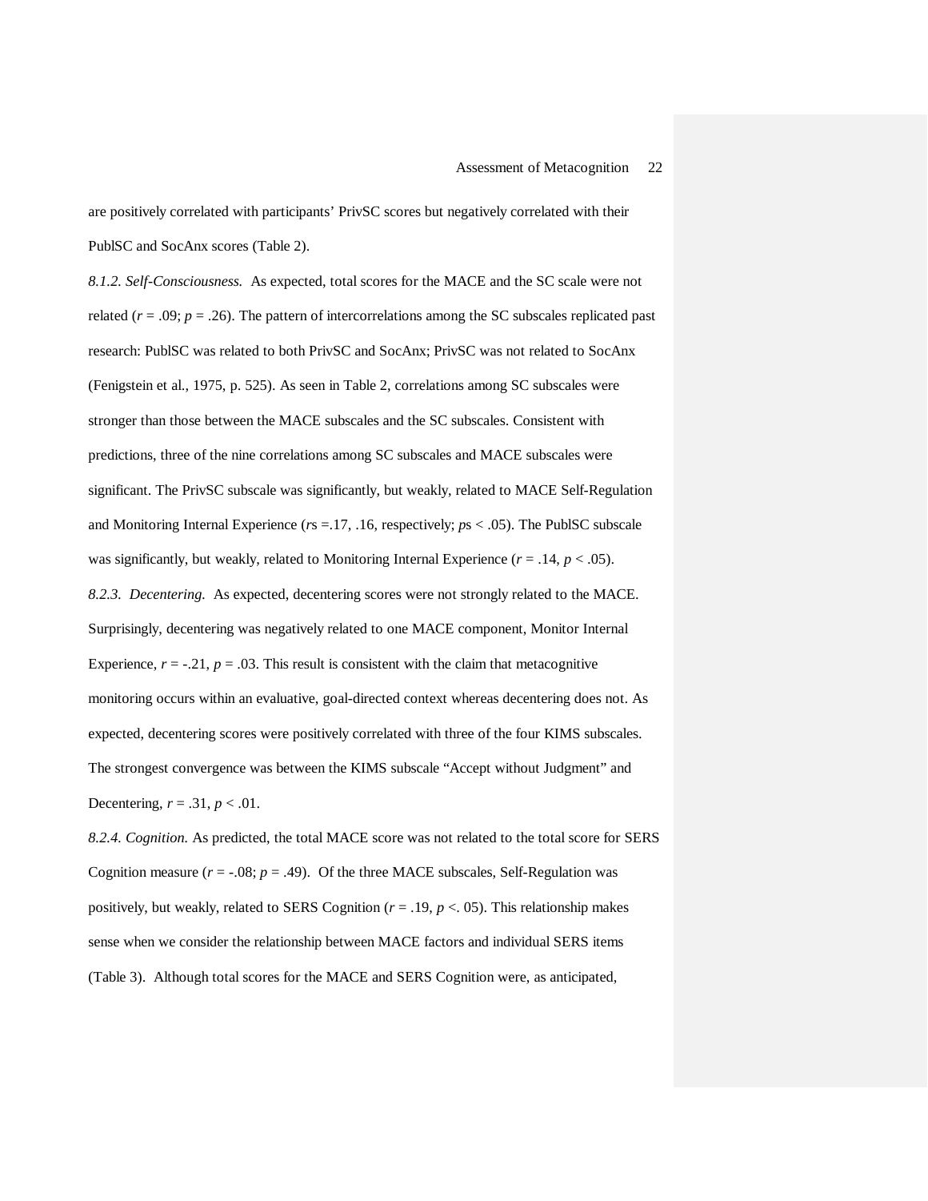are positively correlated with participants' PrivSC scores but negatively correlated with their PublSC and SocAnx scores (Table 2).

*8.1.2. Self-Consciousness.* As expected, total scores for the MACE and the SC scale were not related ($r$ = .09; $p$ = .26). The pattern of intercorrelations among the SC subscales replicated past research: PublSC was related to both PrivSC and SocAnx; PrivSC was not related to SocAnx (Fenigstein et al., 1975, p. 525). As seen in Table 2, correlations among SC subscales were stronger than those between the MACE subscales and the SC subscales. Consistent with predictions, three of the nine correlations among SC subscales and MACE subscales were significant. The PrivSC subscale was significantly, but weakly, related to MACE Self-Regulation and Monitoring Internal Experience ($r$s =.17, .16, respectively; $p$s < .05). The PublSC subscale was significantly, but weakly, related to Monitoring Internal Experience ($r$ = .14, $p$ < .05).

*8.2.3. Decentering.* As expected, decentering scores were not strongly related to the MACE. Surprisingly, decentering was negatively related to one MACE component, Monitor Internal Experience, $r$ = -.21, $p$ = .03. This result is consistent with the claim that metacognitive monitoring occurs within an evaluative, goal-directed context whereas decentering does not. As expected, decentering scores were positively correlated with three of the four KIMS subscales. The strongest convergence was between the KIMS subscale "Accept without Judgment" and Decentering, $r$ = .31, $p$ < .01.

*8.2.4. Cognition.* As predicted, the total MACE score was not related to the total score for SERS Cognition measure ($r$ = -.08; $p$ = .49). Of the three MACE subscales, Self-Regulation was positively, but weakly, related to SERS Cognition ($r$ = .19, $p$ <. 05). This relationship makes sense when we consider the relationship between MACE factors and individual SERS items (Table 3). Although total scores for the MACE and SERS Cognition were, as anticipated,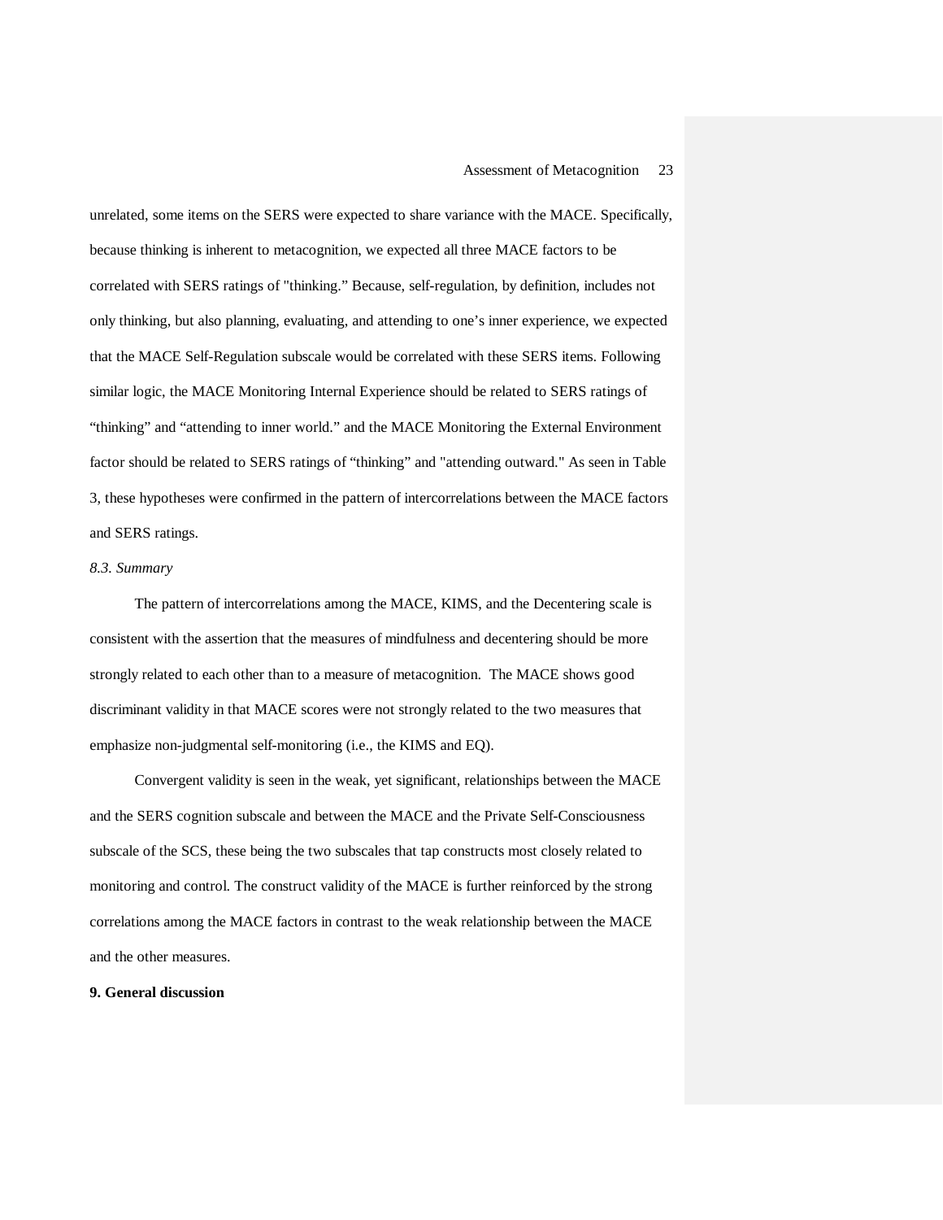unrelated, some items on the SERS were expected to share variance with the MACE. Specifically, because thinking is inherent to metacognition, we expected all three MACE factors to be correlated with SERS ratings of "thinking." Because, self-regulation, by definition, includes not only thinking, but also planning, evaluating, and attending to one's inner experience, we expected that the MACE Self-Regulation subscale would be correlated with these SERS items. Following similar logic, the MACE Monitoring Internal Experience should be related to SERS ratings of "thinking" and "attending to inner world." and the MACE Monitoring the External Environment factor should be related to SERS ratings of "thinking" and "attending outward." As seen in Table 3, these hypotheses were confirmed in the pattern of intercorrelations between the MACE factors and SERS ratings.

### *8.3. Summary*

The pattern of intercorrelations among the MACE, KIMS, and the Decentering scale is consistent with the assertion that the measures of mindfulness and decentering should be more strongly related to each other than to a measure of metacognition. The MACE shows good discriminant validity in that MACE scores were not strongly related to the two measures that emphasize non-judgmental self-monitoring (i.e., the KIMS and EQ).

Convergent validity is seen in the weak, yet significant, relationships between the MACE and the SERS cognition subscale and between the MACE and the Private Self-Consciousness subscale of the SCS, these being the two subscales that tap constructs most closely related to monitoring and control. The construct validity of the MACE is further reinforced by the strong correlations among the MACE factors in contrast to the weak relationship between the MACE and the other measures.

## **9. General discussion**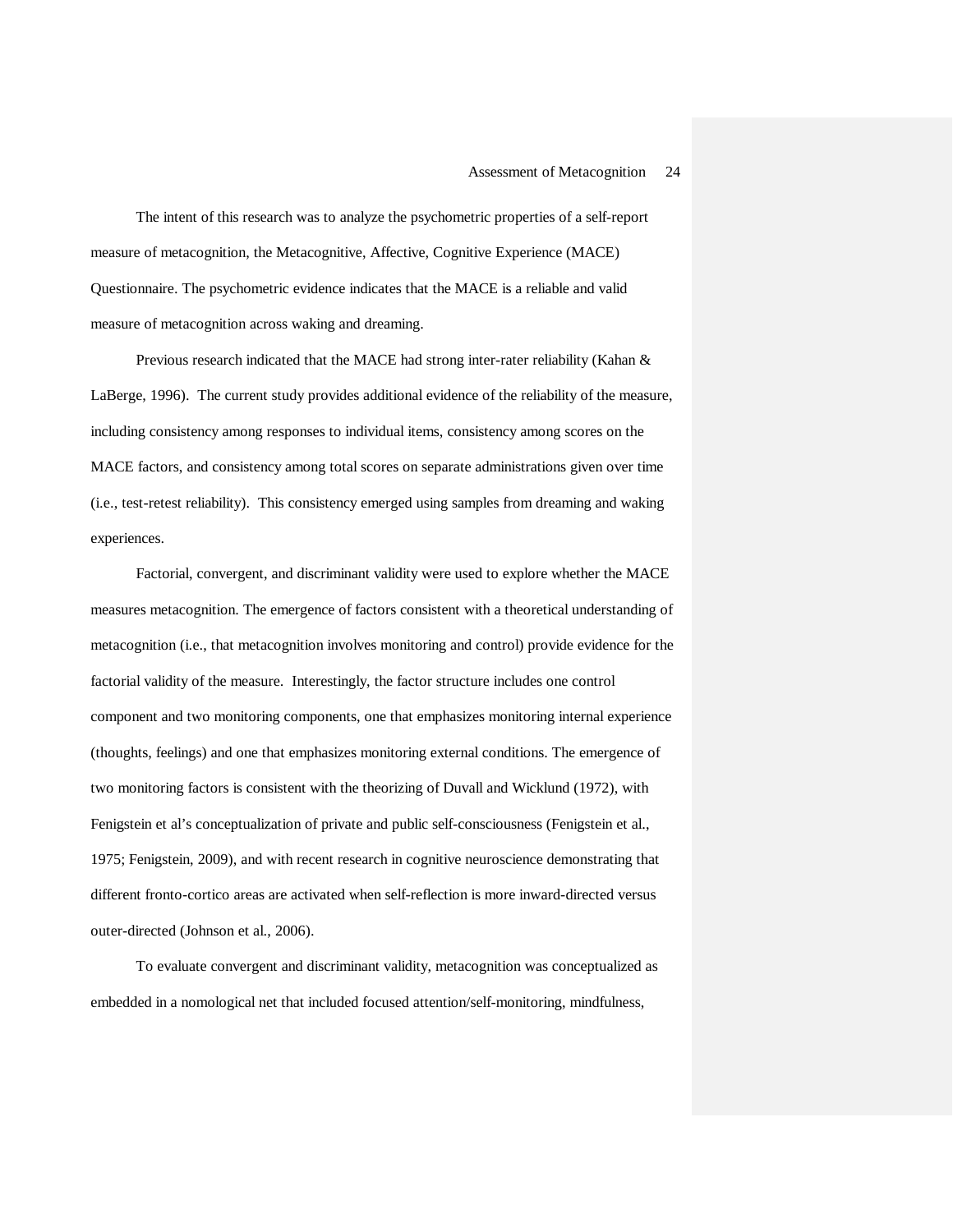The intent of this research was to analyze the psychometric properties of a self-report measure of metacognition, the Metacognitive, Affective, Cognitive Experience (MACE) Questionnaire. The psychometric evidence indicates that the MACE is a reliable and valid measure of metacognition across waking and dreaming.

Previous research indicated that the MACE had strong inter-rater reliability (Kahan & LaBerge, 1996). The current study provides additional evidence of the reliability of the measure, including consistency among responses to individual items, consistency among scores on the MACE factors, and consistency among total scores on separate administrations given over time (i.e., test-retest reliability). This consistency emerged using samples from dreaming and waking experiences.

Factorial, convergent, and discriminant validity were used to explore whether the MACE measures metacognition. The emergence of factors consistent with a theoretical understanding of metacognition (i.e., that metacognition involves monitoring and control) provide evidence for the factorial validity of the measure. Interestingly, the factor structure includes one control component and two monitoring components, one that emphasizes monitoring internal experience (thoughts, feelings) and one that emphasizes monitoring external conditions. The emergence of two monitoring factors is consistent with the theorizing of Duvall and Wicklund (1972), with Fenigstein et al's conceptualization of private and public self-consciousness (Fenigstein et al., 1975; Fenigstein, 2009), and with recent research in cognitive neuroscience demonstrating that different fronto-cortico areas are activated when self-reflection is more inward-directed versus outer-directed (Johnson et al., 2006).

To evaluate convergent and discriminant validity, metacognition was conceptualized as embedded in a nomological net that included focused attention/self-monitoring, mindfulness,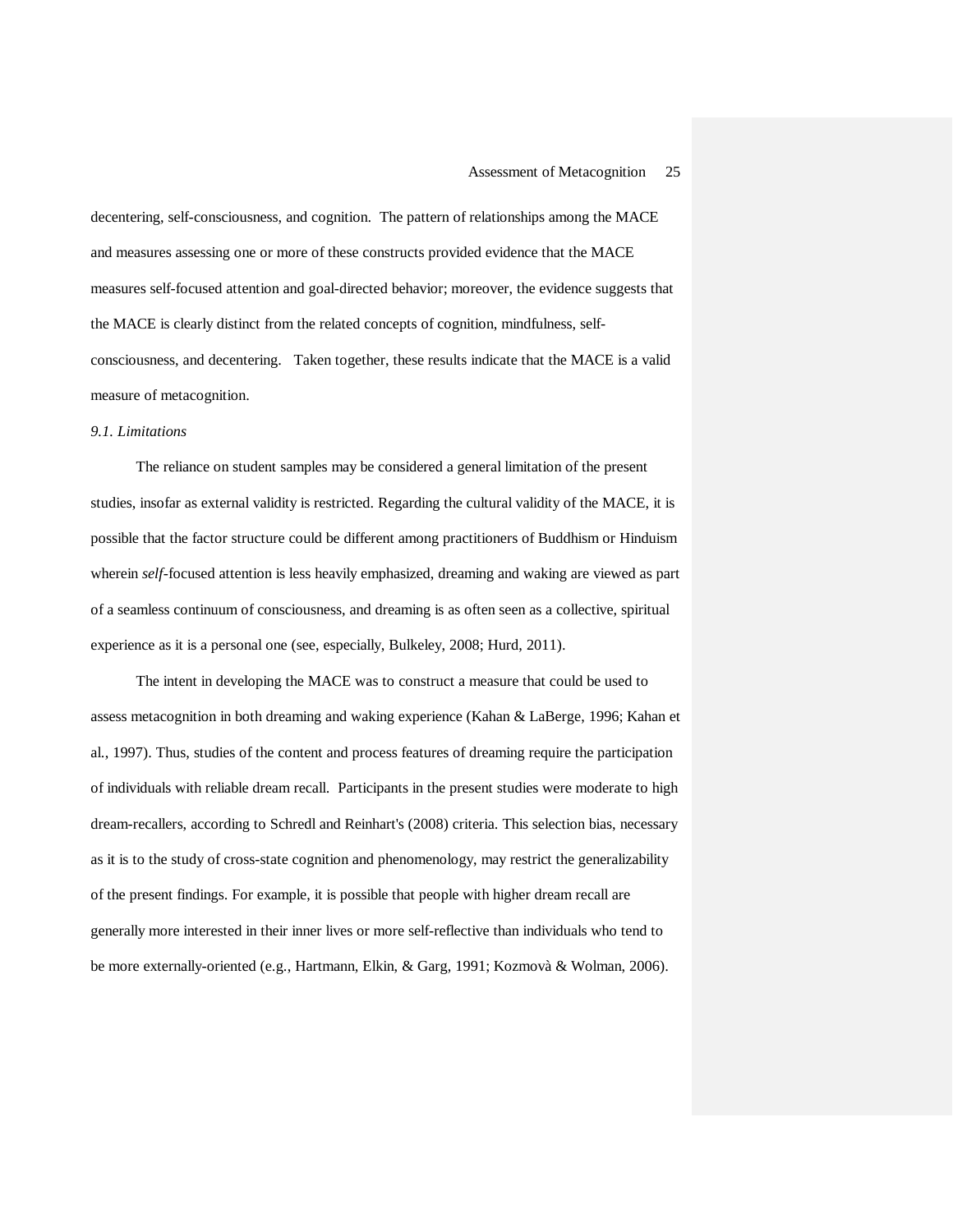decentering, self-consciousness, and cognition. The pattern of relationships among the MACE and measures assessing one or more of these constructs provided evidence that the MACE measures self-focused attention and goal-directed behavior; moreover, the evidence suggests that the MACE is clearly distinct from the related concepts of cognition, mindfulness, self-consciousness, and decentering. Taken together, these results indicate that the MACE is a valid measure of metacognition.

### *9.1. Limitations*

The reliance on student samples may be considered a general limitation of the present studies, insofar as external validity is restricted. Regarding the cultural validity of the MACE, it is possible that the factor structure could be different among practitioners of Buddhism or Hinduism wherein *self*-focused attention is less heavily emphasized, dreaming and waking are viewed as part of a seamless continuum of consciousness, and dreaming is as often seen as a collective, spiritual experience as it is a personal one (see, especially, Bulkeley, 2008; Hurd, 2011).

The intent in developing the MACE was to construct a measure that could be used to assess metacognition in both dreaming and waking experience (Kahan & LaBerge, 1996; Kahan et al., 1997). Thus, studies of the content and process features of dreaming require the participation of individuals with reliable dream recall. Participants in the present studies were moderate to high dream-recallers, according to Schredl and Reinhart's (2008) criteria. This selection bias, necessary as it is to the study of cross-state cognition and phenomenology, may restrict the generalizability of the present findings. For example, it is possible that people with higher dream recall are generally more interested in their inner lives or more self-reflective than individuals who tend to be more externally-oriented (e.g., Hartmann, Elkin, & Garg, 1991; Kozmovà & Wolman, 2006).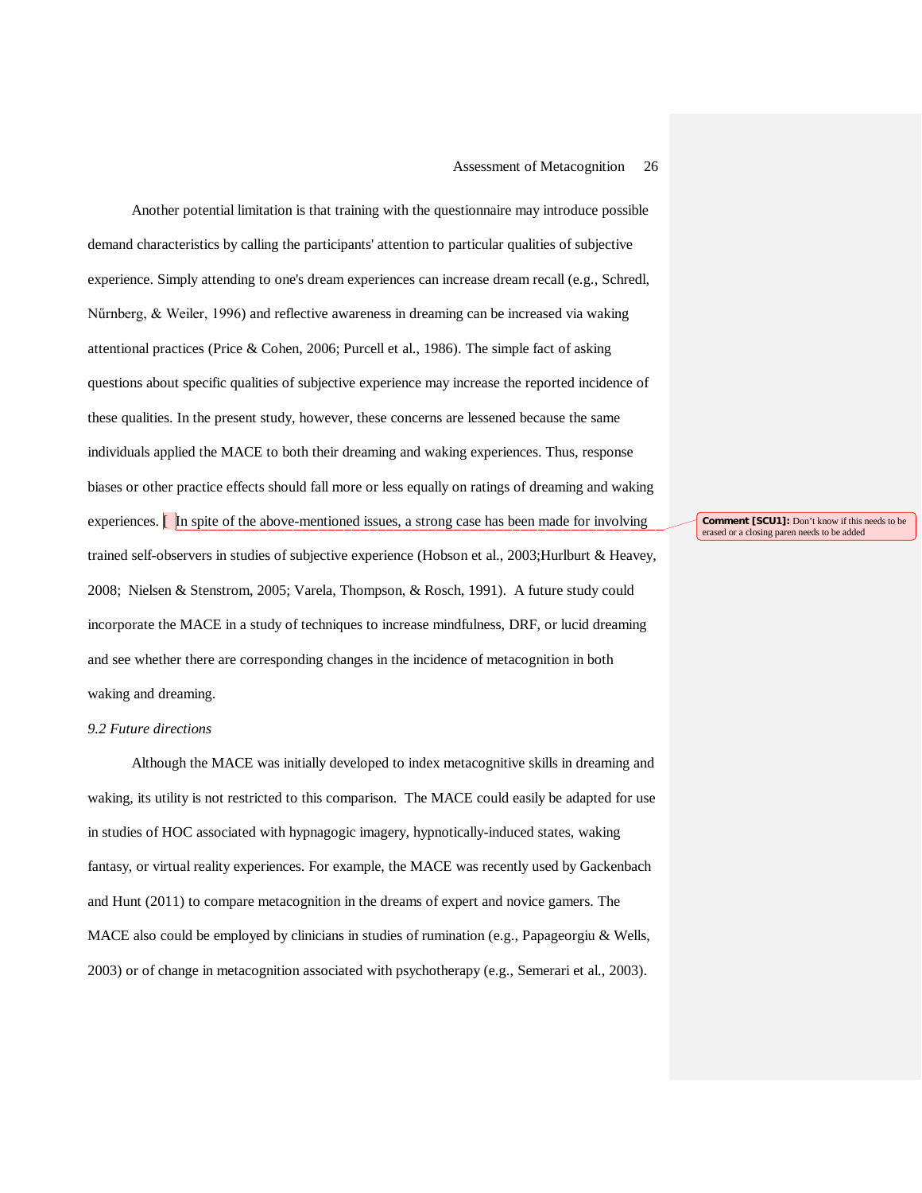Another potential limitation is that training with the questionnaire may introduce possible demand characteristics by calling the participants' attention to particular qualities of subjective experience. Simply attending to one's dream experiences can increase dream recall (e.g., Schredl, Nűrnberg, & Weiler, 1996) and reflective awareness in dreaming can be increased via waking attentional practices (Price & Cohen, 2006; Purcell et al., 1986). The simple fact of asking questions about specific qualities of subjective experience may increase the reported incidence of these qualities. In the present study, however, these concerns are lessened because the same individuals applied the MACE to both their dreaming and waking experiences. Thus, response biases or other practice effects should fall more or less equally on ratings of dreaming and waking experiences. ( In spite of the above-mentioned issues, a strong case has been made for involving trained self-observers in studies of subjective experience (Hobson et al., 2003;Hurlburt & Heavey, 2008; Nielsen & Stenstrom, 2005; Varela, Thompson, & Rosch, 1991). A future study could incorporate the MACE in a study of techniques to increase mindfulness, DRF, or lucid dreaming and see whether there are corresponding changes in the incidence of metacognition in both waking and dreaming.

**Comment [SCU1]:** Don't know if this needs to be erased or a closing paren needs to be added

*9.2 Future directions*

Although the MACE was initially developed to index metacognitive skills in dreaming and waking, its utility is not restricted to this comparison. The MACE could easily be adapted for use in studies of HOC associated with hypnagogic imagery, hypnotically-induced states, waking fantasy, or virtual reality experiences. For example, the MACE was recently used by Gackenbach and Hunt (2011) to compare metacognition in the dreams of expert and novice gamers. The MACE also could be employed by clinicians in studies of rumination (e.g., Papageorgiu & Wells, 2003) or of change in metacognition associated with psychotherapy (e.g., Semerari et al., 2003).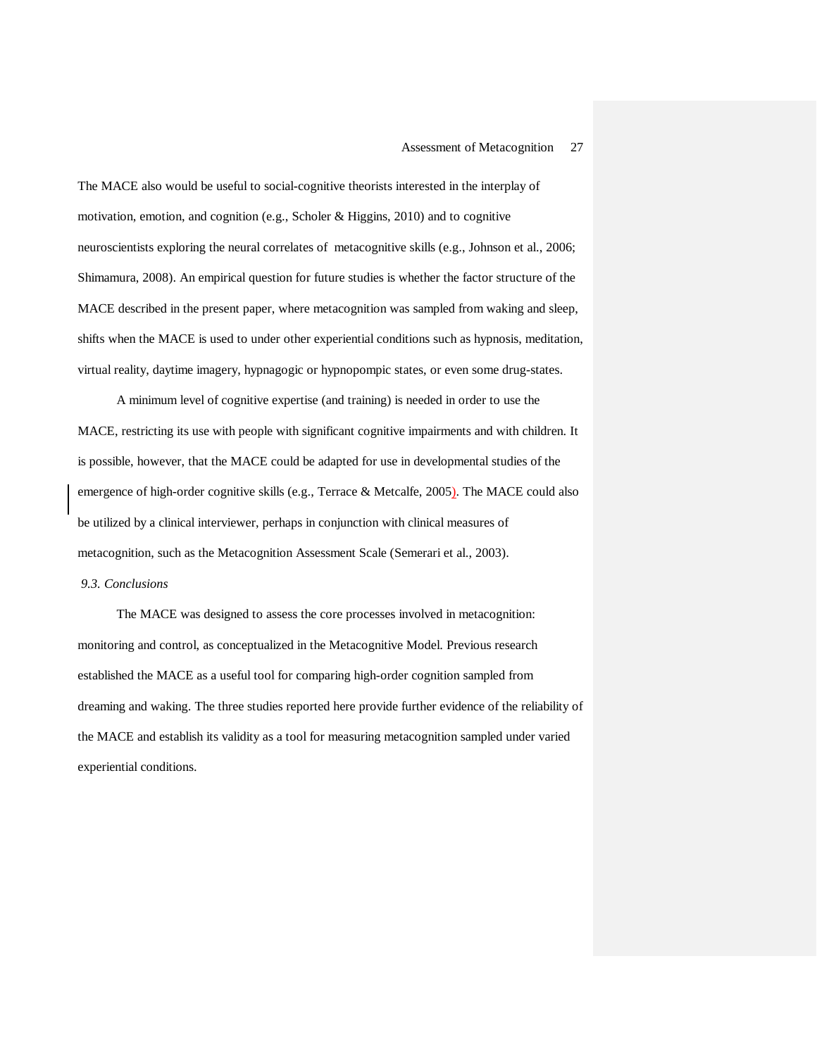The MACE also would be useful to social-cognitive theorists interested in the interplay of motivation, emotion, and cognition (e.g., Scholer & Higgins, 2010) and to cognitive neuroscientists exploring the neural correlates of metacognitive skills (e.g., Johnson et al., 2006; Shimamura, 2008). An empirical question for future studies is whether the factor structure of the MACE described in the present paper, where metacognition was sampled from waking and sleep, shifts when the MACE is used to under other experiential conditions such as hypnosis, meditation, virtual reality, daytime imagery, hypnagogic or hypnopompic states, or even some drug-states.

A minimum level of cognitive expertise (and training) is needed in order to use the MACE, restricting its use with people with significant cognitive impairments and with children. It is possible, however, that the MACE could be adapted for use in developmental studies of the emergence of high-order cognitive skills (e.g., Terrace & Metcalfe, 2005). The MACE could also be utilized by a clinical interviewer, perhaps in conjunction with clinical measures of metacognition, such as the Metacognition Assessment Scale (Semerari et al., 2003).

*9.3. Conclusions*

The MACE was designed to assess the core processes involved in metacognition: monitoring and control, as conceptualized in the Metacognitive Model. Previous research established the MACE as a useful tool for comparing high-order cognition sampled from dreaming and waking. The three studies reported here provide further evidence of the reliability of the MACE and establish its validity as a tool for measuring metacognition sampled under varied experiential conditions.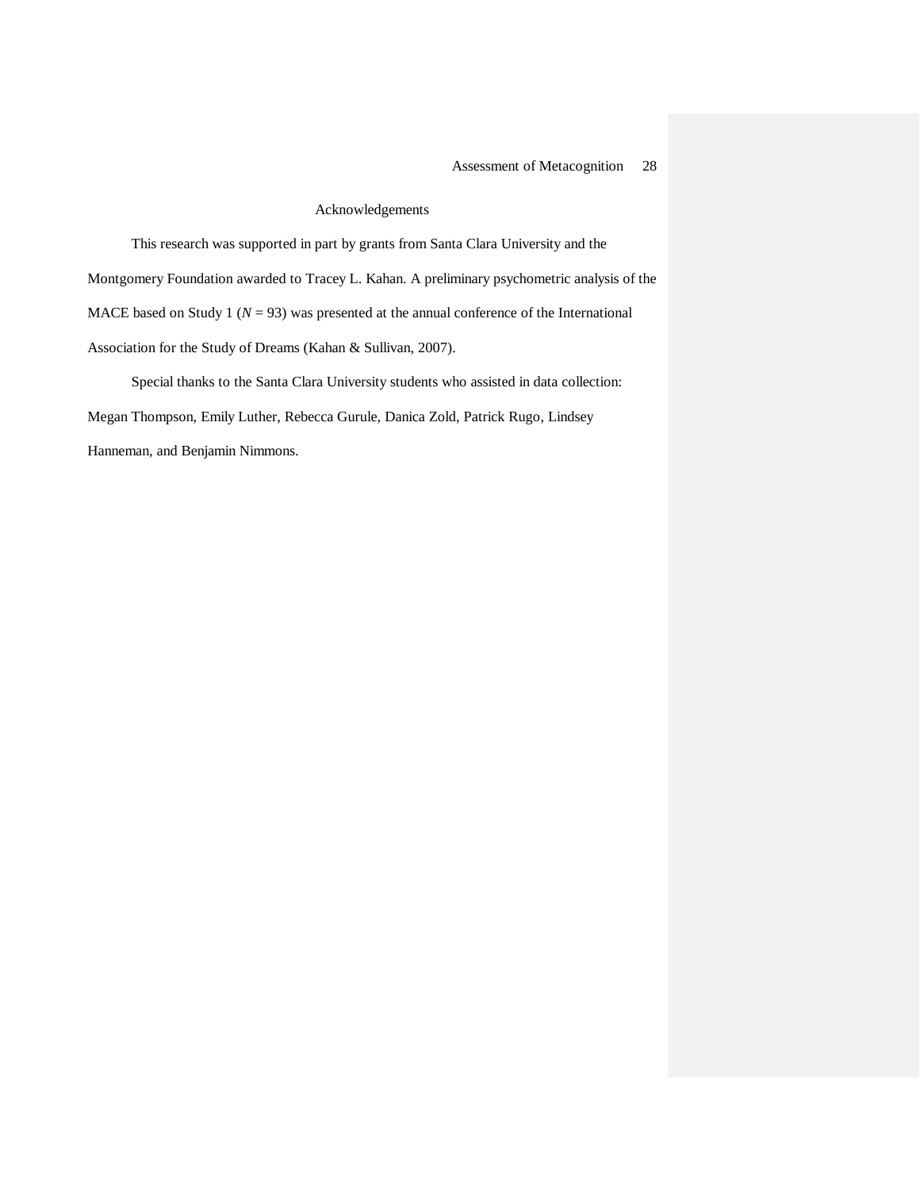# Acknowledgements

This research was supported in part by grants from Santa Clara University and the Montgomery Foundation awarded to Tracey L. Kahan. A preliminary psychometric analysis of the MACE based on Study 1 ($N$ = 93) was presented at the annual conference of the International Association for the Study of Dreams (Kahan & Sullivan, 2007).

Special thanks to the Santa Clara University students who assisted in data collection: Megan Thompson, Emily Luther, Rebecca Gurule, Danica Zold, Patrick Rugo, Lindsey Hanneman, and Benjamin Nimmons.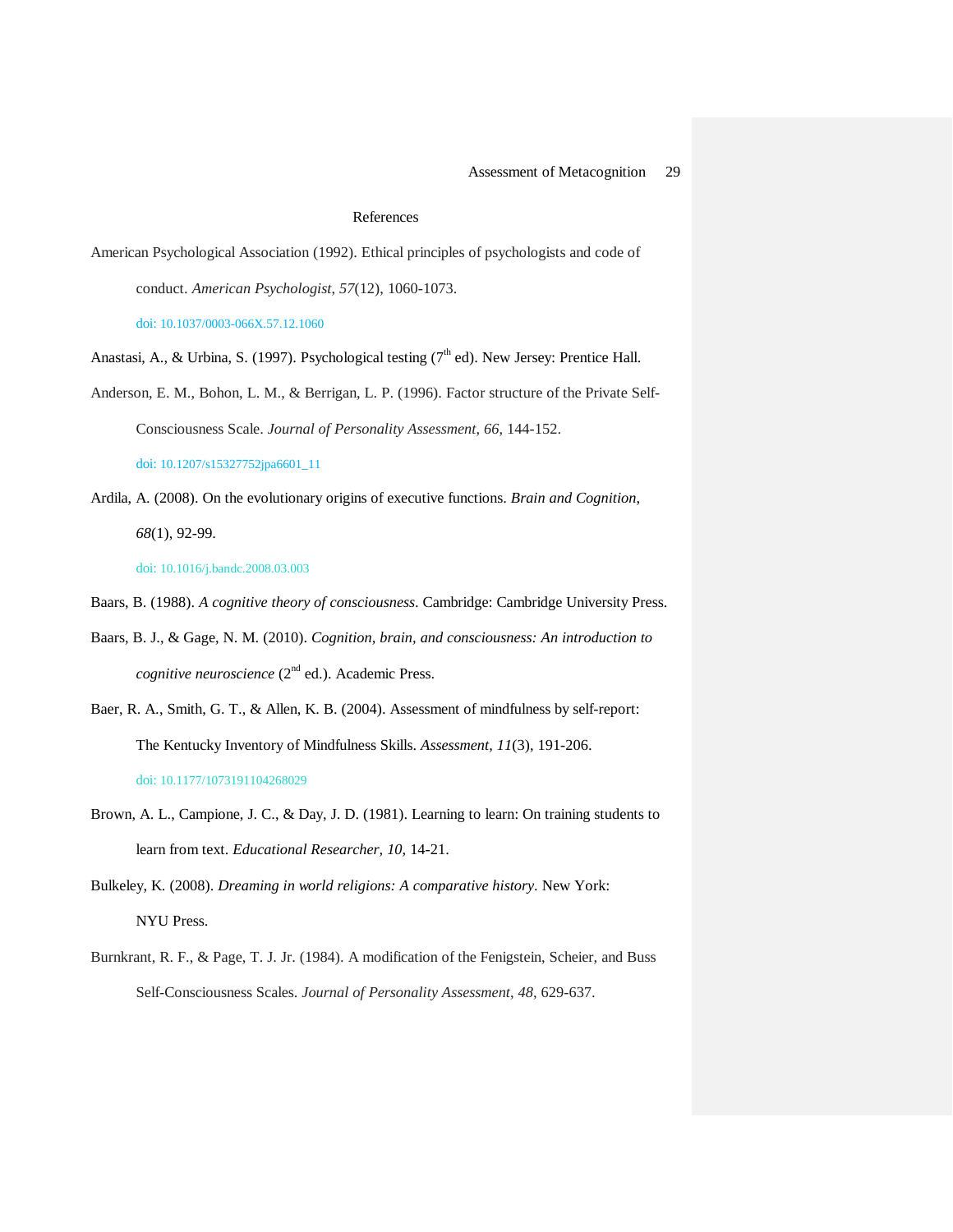# References

American Psychological Association (1992). Ethical principles of psychologists and code of conduct. *American Psychologist, 57*(12), 1060-1073.
doi: 10.1037/0003-066X.57.12.1060

Anastasi, A., & Urbina, S. (1997). Psychological testing (7th ed). New Jersey: Prentice Hall.

Anderson, E. M., Bohon, L. M., & Berrigan, L. P. (1996). Factor structure of the Private Self-Consciousness Scale. *Journal of Personality Assessment*, *66*, 144-152.
doi: 10.1207/s15327752jpa6601_11

Ardila, A. (2008). On the evolutionary origins of executive functions. *Brain and Cognition, 68*(1), 92-99.
doi: 10.1016/j.bandc.2008.03.003

Baars, B. (1988). *A cognitive theory of consciousness*. Cambridge: Cambridge University Press.

Baars, B. J., & Gage, N. M. (2010). *Cognition, brain, and consciousness: An introduction to cognitive neuroscience* (2nd ed.). Academic Press.

Baer, R. A., Smith, G. T., & Allen, K. B. (2004). Assessment of mindfulness by self-report: The Kentucky Inventory of Mindfulness Skills. *Assessment*, *11*(3), 191-206.
doi: 10.1177/1073191104268029

Brown, A. L., Campione, J. C., & Day, J. D. (1981). Learning to learn: On training students to learn from text. *Educational Researcher, 10*, 14-21.

Bulkeley, K. (2008). *Dreaming in world religions: A comparative history*. New York: NYU Press.

Burnkrant, R. F., & Page, T. J. Jr. (1984). A modification of the Fenigstein, Scheier, and Buss Self-Consciousness Scales. *Journal of Personality Assessment*, *48*, 629-637.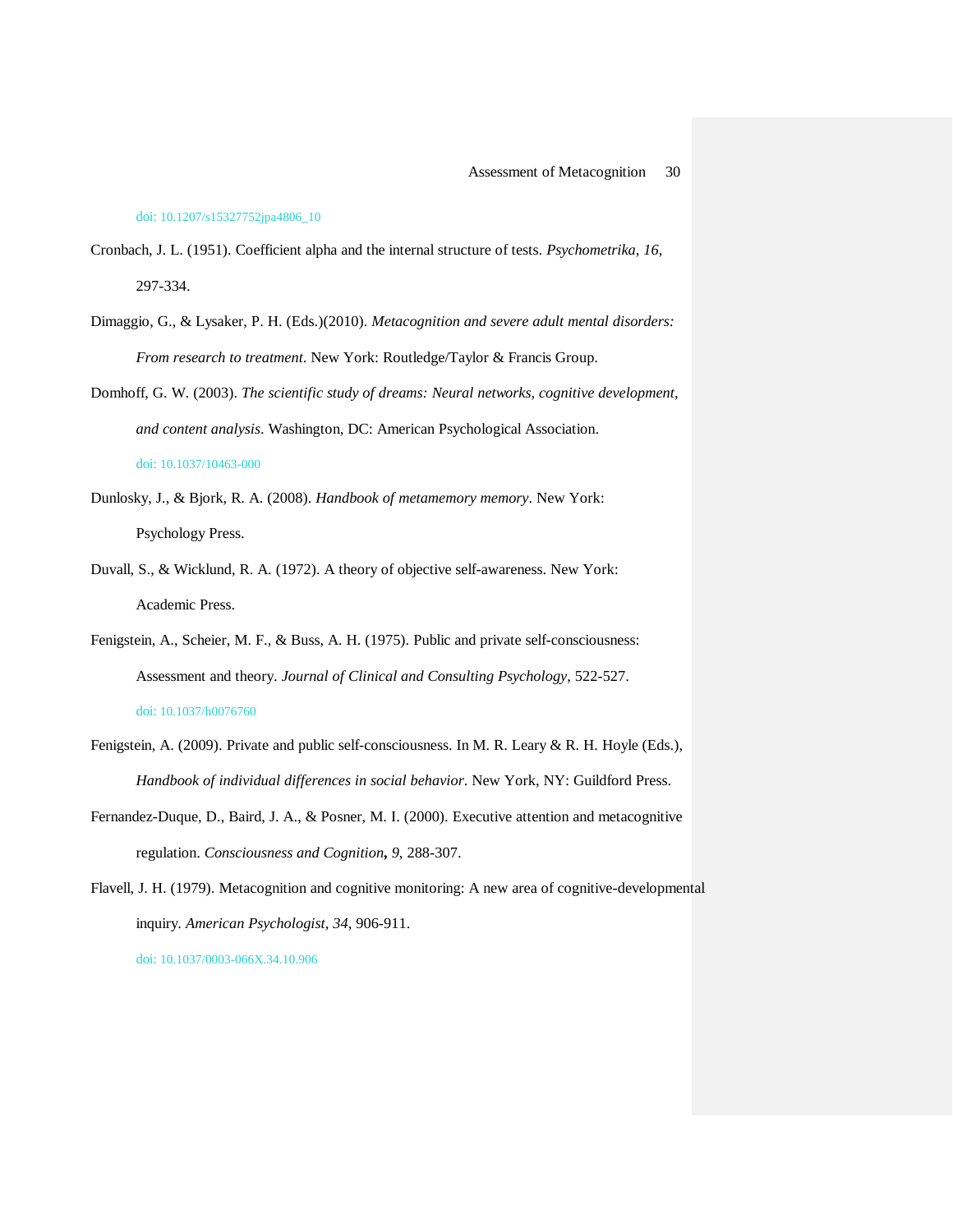doi: 10.1207/s15327752jpa4806_10

Cronbach, J. L. (1951). Coefficient alpha and the internal structure of tests. *Psychometrika*, *16*, 297-334.

Dimaggio, G., & Lysaker, P. H. (Eds.)(2010). *Metacognition and severe adult mental disorders: From research to treatment*. New York: Routledge/Taylor & Francis Group.

Domhoff, G. W. (2003). *The scientific study of dreams: Neural networks, cognitive development, and content analysis*. Washington, DC: American Psychological Association. doi: 10.1037/10463-000

Dunlosky, J., & Bjork, R. A. (2008). *Handbook of metamemory memory*. New York: Psychology Press.

Duvall, S., & Wicklund, R. A. (1972). A theory of objective self-awareness. New York: Academic Press.

Fenigstein, A., Scheier, M. F., & Buss, A. H. (1975). Public and private self-consciousness: Assessment and theory. *Journal of Clinical and Consulting Psychology*, 522-527. doi: 10.1037/h0076760

Fenigstein, A. (2009). Private and public self-consciousness. In M. R. Leary & R. H. Hoyle (Eds.), *Handbook of individual differences in social behavior*. New York, NY: Guildford Press.

Fernandez-Duque, D., Baird, J. A., & Posner, M. I. (2000). Executive attention and metacognitive regulation. *Consciousness and Cognition***,** *9*, 288-307.

Flavell, J. H. (1979). Metacognition and cognitive monitoring: A new area of cognitive-developmental inquiry. *American Psychologist, 34*, 906-911. doi: 10.1037/0003-066X.34.10.906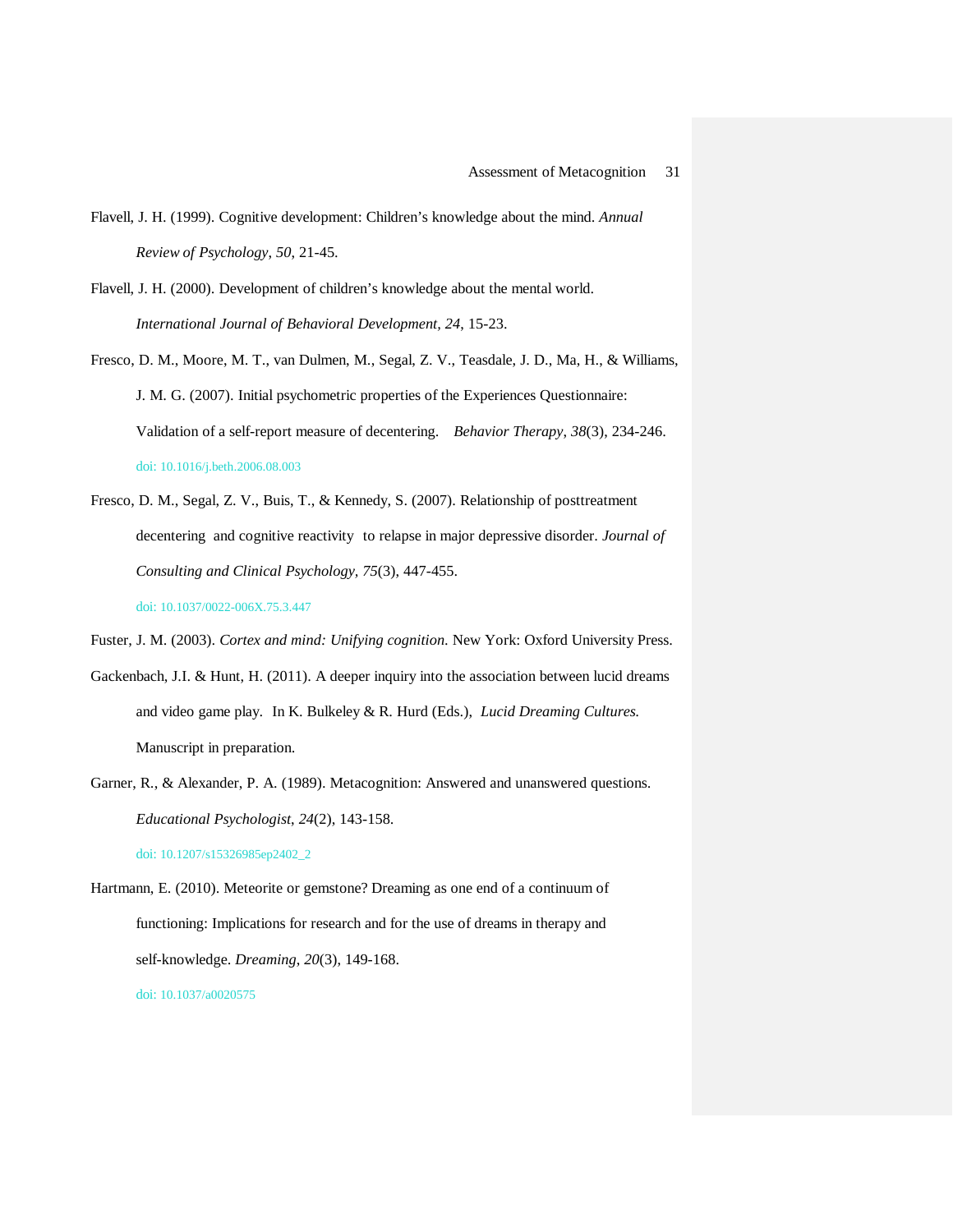Flavell, J. H. (1999). Cognitive development: Children's knowledge about the mind. *Annual Review of Psychology, 50*, 21-45.

Flavell, J. H. (2000). Development of children's knowledge about the mental world. *International Journal of Behavioral Development, 24*, 15-23.

Fresco, D. M., Moore, M. T., van Dulmen, M., Segal, Z. V., Teasdale, J. D., Ma, H., & Williams, J. M. G. (2007). Initial psychometric properties of the Experiences Questionnaire: Validation of a self-report measure of decentering. *Behavior Therapy, 38*(3), 234-246. doi: 10.1016/j.beth.2006.08.003

Fresco, D. M., Segal, Z. V., Buis, T., & Kennedy, S. (2007). Relationship of posttreatment decentering and cognitive reactivity to relapse in major depressive disorder. *Journal of Consulting and Clinical Psychology, 75*(3), 447-455. doi: 10.1037/0022-006X.75.3.447

Fuster, J. M. (2003). *Cortex and mind: Unifying cognition.* New York: Oxford University Press.

Gackenbach, J.I. & Hunt, H. (2011). A deeper inquiry into the association between lucid dreams and video game play. In K. Bulkeley & R. Hurd (Eds.), *Lucid Dreaming Cultures.* Manuscript in preparation.

Garner, R., & Alexander, P. A. (1989). Metacognition: Answered and unanswered questions. *Educational Psychologist, 24*(2), 143-158. doi: 10.1207/s15326985ep2402_2

Hartmann, E. (2010). Meteorite or gemstone? Dreaming as one end of a continuum of functioning: Implications for research and for the use of dreams in therapy and self-knowledge. *Dreaming, 20*(3), 149-168. doi: 10.1037/a0020575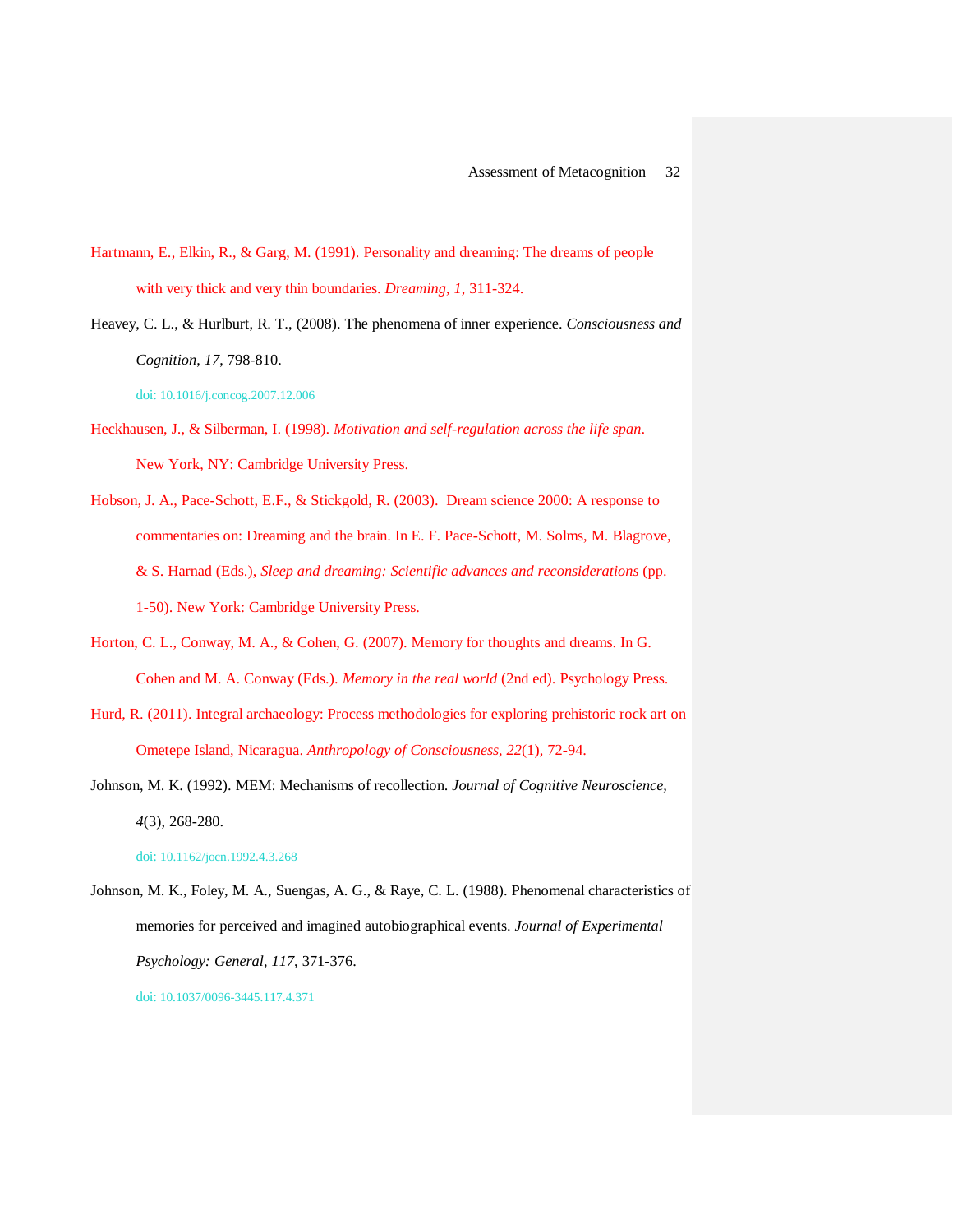Hartmann, E., Elkin, R., & Garg, M. (1991). Personality and dreaming: The dreams of people with very thick and very thin boundaries. *Dreaming*, *1*, 311-324.

Heavey, C. L., & Hurlburt, R. T., (2008). The phenomena of inner experience. *Consciousness and Cognition*, *17*, 798-810.

doi: 10.1016/j.concog.2007.12.006

Heckhausen, J., & Silberman, I. (1998). *Motivation and self-regulation across the life span*. New York, NY: Cambridge University Press.

Hobson, J. A., Pace-Schott, E.F., & Stickgold, R. (2003). Dream science 2000: A response to commentaries on: Dreaming and the brain. In E. F. Pace-Schott, M. Solms, M. Blagrove, & S. Harnad (Eds.), *Sleep and dreaming: Scientific advances and reconsiderations* (pp. 1-50). New York: Cambridge University Press.

Horton, C. L., Conway, M. A., & Cohen, G. (2007). Memory for thoughts and dreams. In G. Cohen and M. A. Conway (Eds.). *Memory in the real world* (2nd ed). Psychology Press.

Hurd, R. (2011). Integral archaeology: Process methodologies for exploring prehistoric rock art on Ometepe Island, Nicaragua. *Anthropology of Consciousness*, *22*(1), 72-94.

Johnson, M. K. (1992). MEM: Mechanisms of recollection. *Journal of Cognitive Neuroscience*, *4*(3), 268-280.

doi: 10.1162/jocn.1992.4.3.268

Johnson, M. K., Foley, M. A., Suengas, A. G., & Raye, C. L. (1988). Phenomenal characteristics of memories for perceived and imagined autobiographical events. *Journal of Experimental Psychology: General*, *117*, 371-376.

doi: 10.1037/0096-3445.117.4.371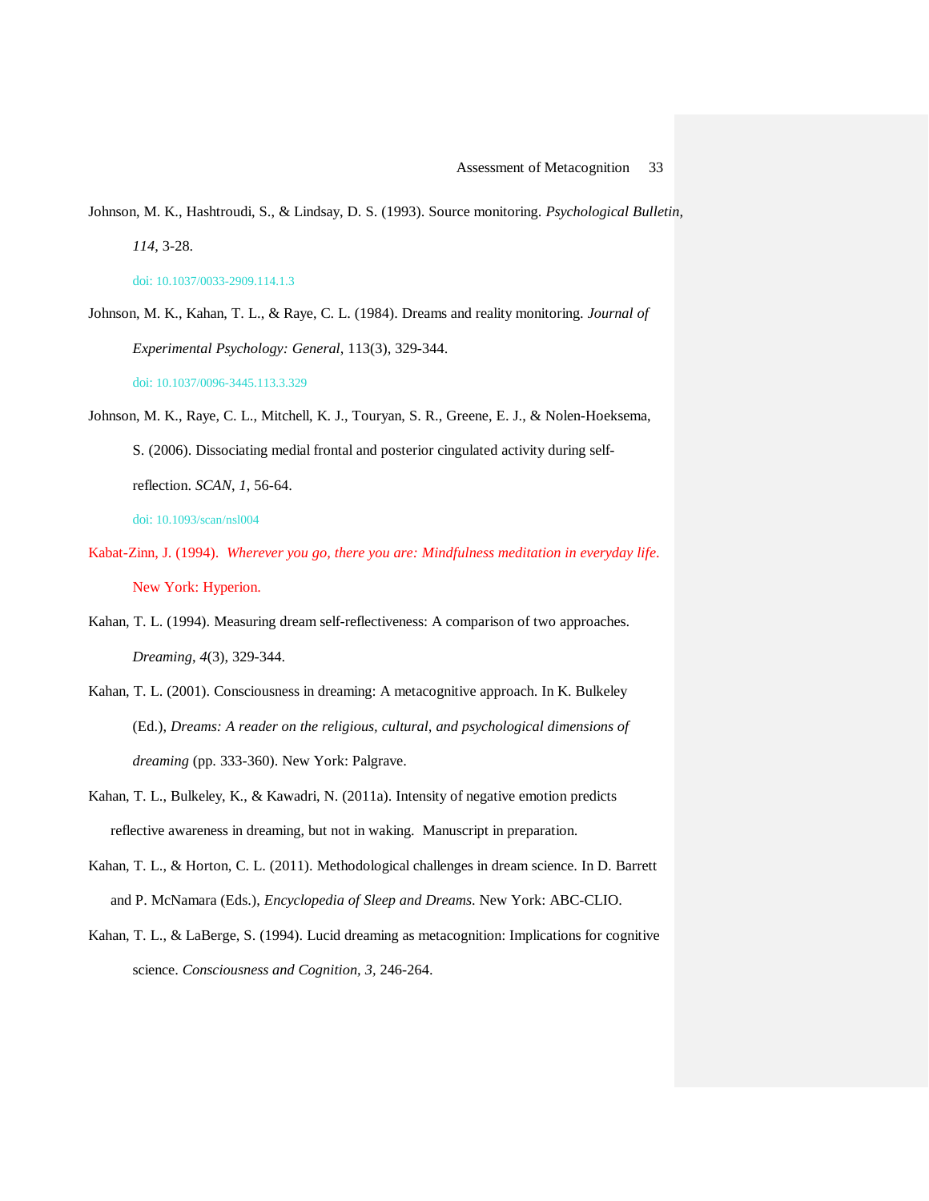Johnson, M. K., Hashtroudi, S., & Lindsay, D. S. (1993). Source monitoring. *Psychological Bulletin, 114*, 3-28.

doi: 10.1037/0033-2909.114.1.3

Johnson, M. K., Kahan, T. L., & Raye, C. L. (1984). Dreams and reality monitoring. *Journal of Experimental Psychology: General*, 113(3), 329-344.

doi: 10.1037/0096-3445.113.3.329

Johnson, M. K., Raye, C. L., Mitchell, K. J., Touryan, S. R., Greene, E. J., & Nolen-Hoeksema, S. (2006). Dissociating medial frontal and posterior cingulated activity during self-reflection. *SCAN*, *1*, 56-64.

doi: 10.1093/scan/nsl004

Kabat-Zinn, J. (1994). *Wherever you go, there you are: Mindfulness meditation in everyday life*. New York: Hyperion.

Kahan, T. L. (1994). Measuring dream self-reflectiveness: A comparison of two approaches. *Dreaming*, *4*(3), 329-344.

Kahan, T. L. (2001). Consciousness in dreaming: A metacognitive approach. In K. Bulkeley (Ed.), *Dreams: A reader on the religious, cultural, and psychological dimensions of dreaming* (pp. 333-360). New York: Palgrave.

Kahan, T. L., Bulkeley, K., & Kawadri, N. (2011a). Intensity of negative emotion predicts reflective awareness in dreaming, but not in waking. Manuscript in preparation.

Kahan, T. L., & Horton, C. L. (2011). Methodological challenges in dream science. In D. Barrett and P. McNamara (Eds.), *Encyclopedia of Sleep and Dreams*. New York: ABC-CLIO.

Kahan, T. L., & LaBerge, S. (1994). Lucid dreaming as metacognition: Implications for cognitive science. *Consciousness and Cognition, 3*, 246-264.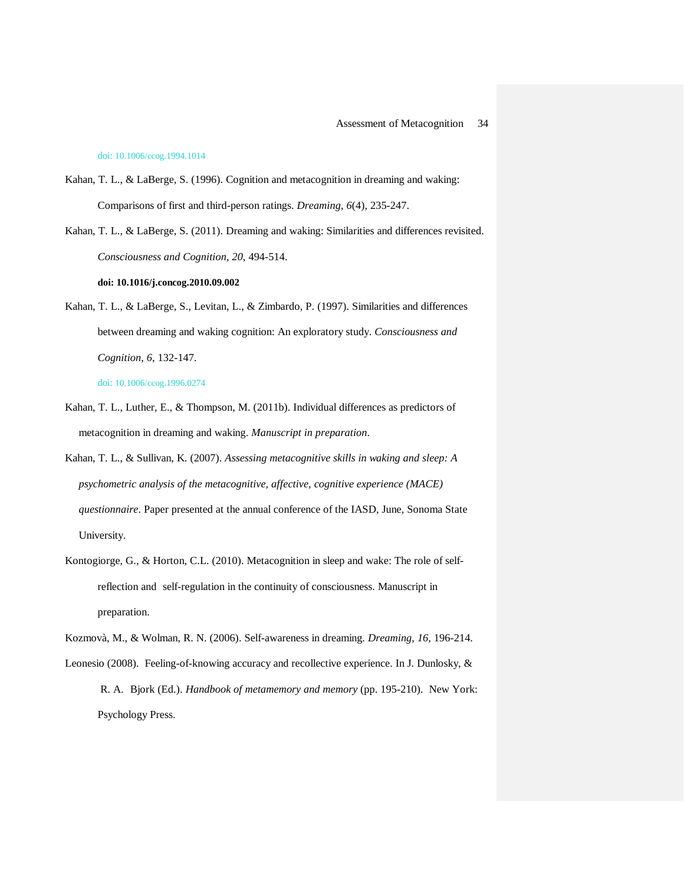doi: 10.1006/ccog.1994.1014

Kahan, T. L., & LaBerge, S. (1996). Cognition and metacognition in dreaming and waking: Comparisons of first and third-person ratings. *Dreaming*, *6*(4), 235-247.

Kahan, T. L., & LaBerge, S. (2011). Dreaming and waking: Similarities and differences revisited. *Consciousness and Cognition*, *20*, 494-514.

**doi: 10.1016/j.concog.2010.09.002**

Kahan, T. L., & LaBerge, S., Levitan, L., & Zimbardo, P. (1997). Similarities and differences between dreaming and waking cognition: An exploratory study. *Consciousness and Cognition*, *6*, 132-147.

doi: 10.1006/ccog.1996.0274

Kahan, T. L., Luther, E., & Thompson, M. (2011b). Individual differences as predictors of metacognition in dreaming and waking. *Manuscript in preparation*.

Kahan, T. L., & Sullivan, K. (2007). *Assessing metacognitive skills in waking and sleep: A psychometric analysis of the metacognitive, affective, cognitive experience (MACE) questionnaire*. Paper presented at the annual conference of the IASD, June, Sonoma State University.

Kontogiorge, G., & Horton, C.L. (2010). Metacognition in sleep and wake: The role of self-reflection and self-regulation in the continuity of consciousness. Manuscript in preparation.

Kozmovà, M., & Wolman, R. N. (2006). Self-awareness in dreaming. *Dreaming*, *16*, 196-214.

Leonesio (2008). Feeling-of-knowing accuracy and recollective experience. In J. Dunlosky, & R. A. Bjork (Ed.). *Handbook of metamemory and memory* (pp. 195-210). New York: Psychology Press.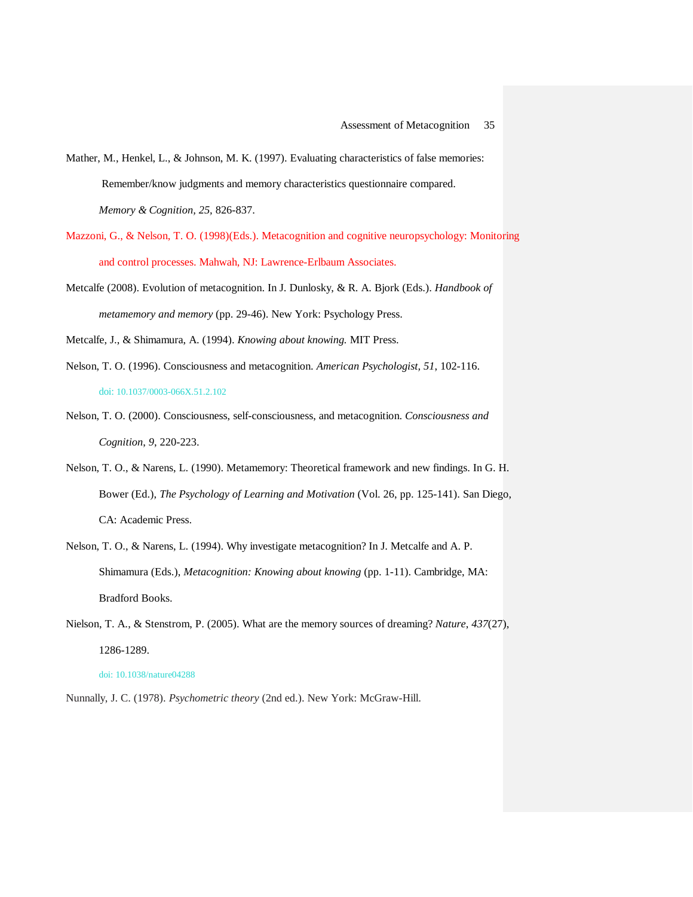Mather, M., Henkel, L., & Johnson, M. K. (1997). Evaluating characteristics of false memories: Remember/know judgments and memory characteristics questionnaire compared. *Memory & Cognition, 25,* 826-837.

Mazzoni, G., & Nelson, T. O. (1998)(Eds.). Metacognition and cognitive neuropsychology: Monitoring and control processes. Mahwah, NJ: Lawrence-Erlbaum Associates.

Metcalfe (2008). Evolution of metacognition. In J. Dunlosky, & R. A. Bjork (Eds.). *Handbook of metamemory and memory* (pp. 29-46). New York: Psychology Press.

Metcalfe, J., & Shimamura, A. (1994). *Knowing about knowing.* MIT Press.

Nelson, T. O. (1996). Consciousness and metacognition. *American Psychologist, 51*, 102-116.

doi: 10.1037/0003-066X.51.2.102

Nelson, T. O. (2000). Consciousness, self-consciousness, and metacognition. *Consciousness and Cognition*, *9*, 220-223.

Nelson, T. O., & Narens, L. (1990). Metamemory: Theoretical framework and new findings. In G. H. Bower (Ed.), *The Psychology of Learning and Motivation* (Vol. 26, pp. 125-141). San Diego, CA: Academic Press.

Nelson, T. O., & Narens, L. (1994). Why investigate metacognition? In J. Metcalfe and A. P. Shimamura (Eds.), *Metacognition: Knowing about knowing* (pp. 1-11). Cambridge, MA: Bradford Books.

Nielson, T. A., & Stenstrom, P. (2005). What are the memory sources of dreaming? *Nature*, *437*(27), 1286-1289.

doi: 10.1038/nature04288

Nunnally, J. C. (1978). *Psychometric theory* (2nd ed.). New York: McGraw-Hill.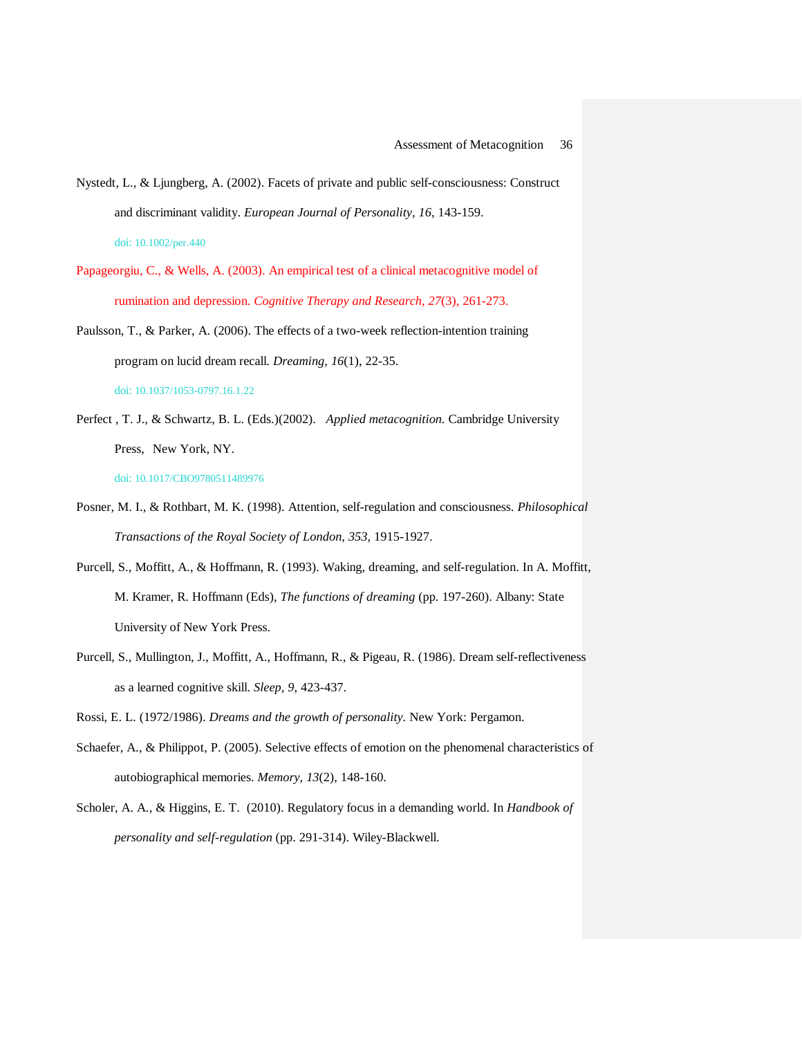Nystedt, L., & Ljungberg, A. (2002). Facets of private and public self-consciousness: Construct and discriminant validity. *European Journal of Personality*, *16*, 143-159. doi: 10.1002/per.440

Papageorgiu, C., & Wells, A. (2003). An empirical test of a clinical metacognitive model of rumination and depression. *Cognitive Therapy and Research*, *27*(3), 261-273.

Paulsson, T., & Parker, A. (2006). The effects of a two-week reflection-intention training program on lucid dream recall. *Dreaming*, *16*(1), 22-35. doi: 10.1037/1053-0797.16.1.22

Perfect , T. J., & Schwartz, B. L. (Eds.)(2002). *Applied metacognition.* Cambridge University Press, New York, NY. doi: 10.1017/CBO9780511489976

Posner, M. I., & Rothbart, M. K. (1998). Attention, self-regulation and consciousness. *Philosophical Transactions of the Royal Society of London, 353*, 1915-1927.

Purcell, S., Moffitt, A., & Hoffmann, R. (1993). Waking, dreaming, and self-regulation. In A. Moffitt, M. Kramer, R. Hoffmann (Eds), *The functions of dreaming* (pp. 197-260). Albany: State University of New York Press.

Purcell, S., Mullington, J., Moffitt, A., Hoffmann, R., & Pigeau, R. (1986). Dream self-reflectiveness as a learned cognitive skill. *Sleep, 9*, 423-437.

Rossi, E. L. (1972/1986). *Dreams and the growth of personality*. New York: Pergamon.

Schaefer, A., & Philippot, P. (2005). Selective effects of emotion on the phenomenal characteristics of autobiographical memories. *Memory, 13*(2), 148-160.

Scholer, A. A., & Higgins, E. T. (2010). Regulatory focus in a demanding world. In *Handbook of personality and self-regulation* (pp. 291-314). Wiley-Blackwell.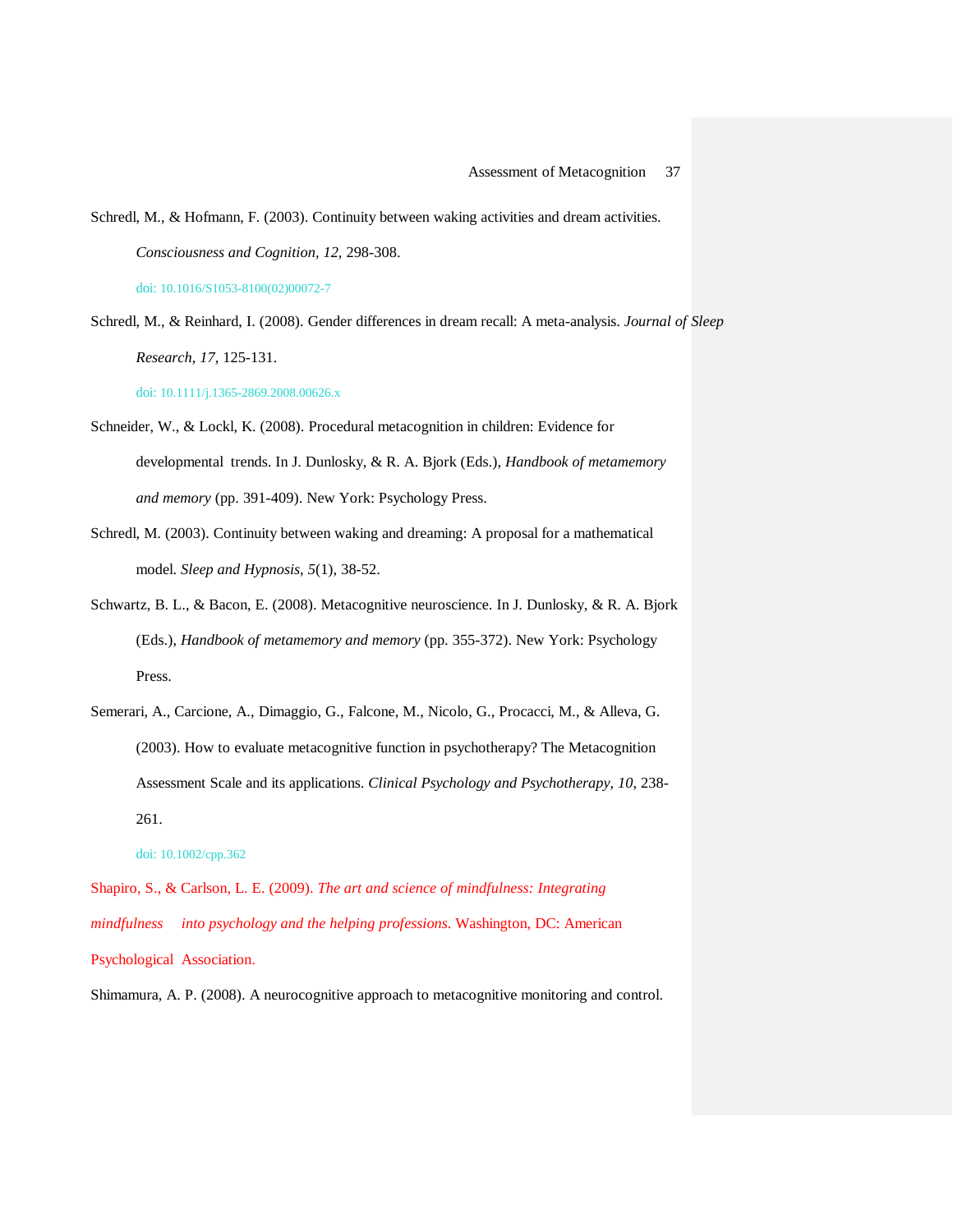Schredl, M., & Hofmann, F. (2003). Continuity between waking activities and dream activities. *Consciousness and Cognition, 12,* 298-308.

doi: 10.1016/S1053-8100(02)00072-7

Schredl, M., & Reinhard, I. (2008). Gender differences in dream recall: A meta-analysis. *Journal of Sleep Research*, *17*, 125-131.

doi: 10.1111/j.1365-2869.2008.00626.x

Schneider, W., & Lockl, K. (2008). Procedural metacognition in children: Evidence for developmental trends. In J. Dunlosky, & R. A. Bjork (Eds.), *Handbook of metamemory and memory* (pp. 391-409). New York: Psychology Press.

Schredl, M. (2003). Continuity between waking and dreaming: A proposal for a mathematical model. *Sleep and Hypnosis*, *5*(1), 38-52.

Schwartz, B. L., & Bacon, E. (2008). Metacognitive neuroscience. In J. Dunlosky, & R. A. Bjork (Eds.), *Handbook of metamemory and memory* (pp. 355-372). New York: Psychology Press.

Semerari, A., Carcione, A., Dimaggio, G., Falcone, M., Nicolo, G., Procacci, M., & Alleva, G. (2003). How to evaluate metacognitive function in psychotherapy? The Metacognition Assessment Scale and its applications. *Clinical Psychology and Psychotherapy*, *10*, 238-261.

doi: 10.1002/cpp.362

Shapiro, S., & Carlson, L. E. (2009). *The art and science of mindfulness: Integrating mindfulness into psychology and the helping professions*. Washington, DC: American Psychological Association.

Shimamura, A. P. (2008). A neurocognitive approach to metacognitive monitoring and control.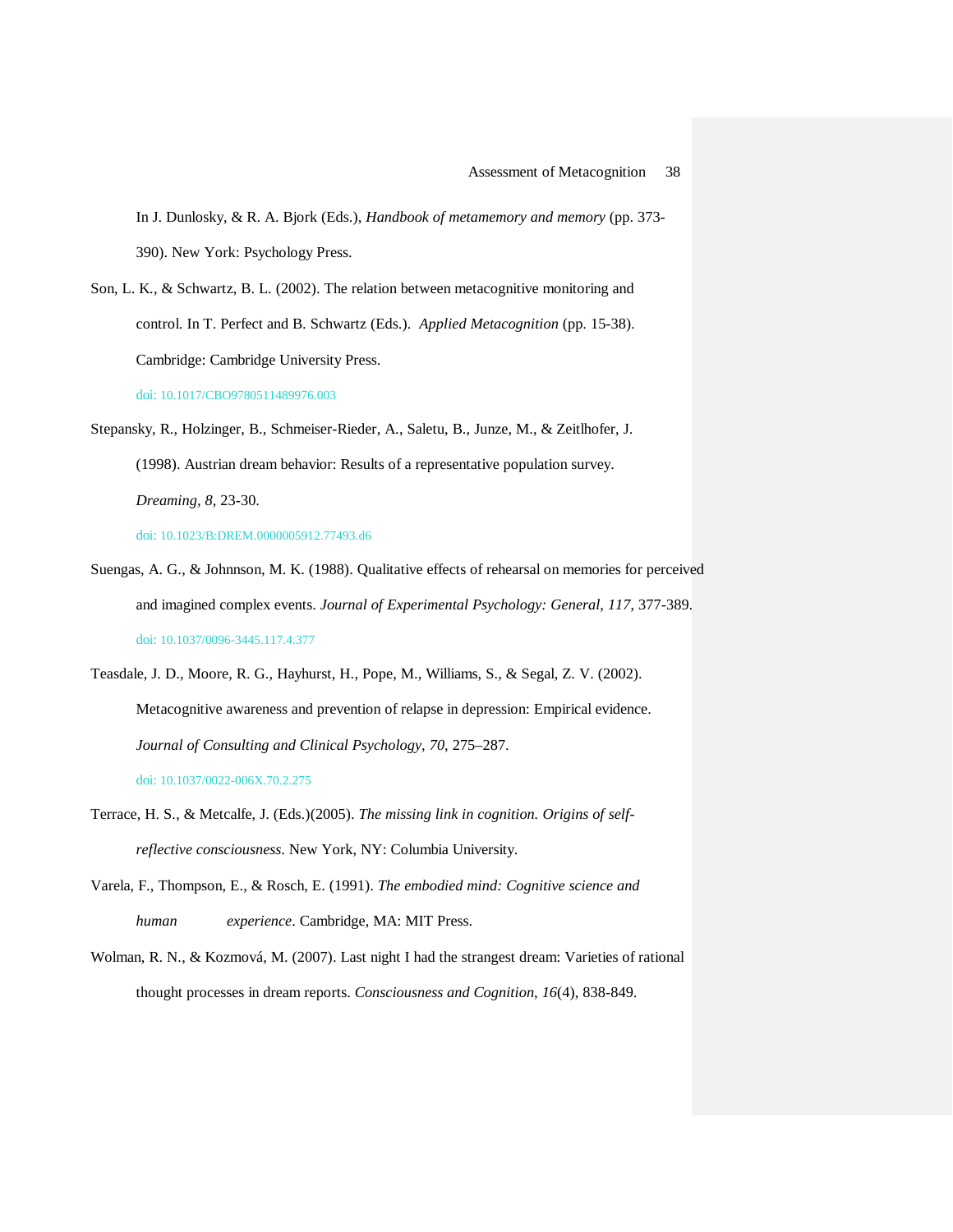In J. Dunlosky, & R. A. Bjork (Eds.), *Handbook of metamemory and memory* (pp. 373-390). New York: Psychology Press.

Son, L. K., & Schwartz, B. L. (2002). The relation between metacognitive monitoring and control. In T. Perfect and B. Schwartz (Eds.). *Applied Metacognition* (pp. 15-38). Cambridge: Cambridge University Press.

doi: 10.1017/CBO9780511489976.003

Stepansky, R., Holzinger, B., Schmeiser-Rieder, A., Saletu, B., Junze, M., & Zeitlhofer, J. (1998). Austrian dream behavior: Results of a representative population survey. *Dreaming*, *8*, 23-30.

doi: 10.1023/B:DREM.0000005912.77493.d6

Suengas, A. G., & Johnnson, M. K. (1988). Qualitative effects of rehearsal on memories for perceived and imagined complex events. *Journal of Experimental Psychology: General, 117*, 377-389.

doi: 10.1037/0096-3445.117.4.377

Teasdale, J. D., Moore, R. G., Hayhurst, H., Pope, M., Williams, S., & Segal, Z. V. (2002). Metacognitive awareness and prevention of relapse in depression: Empirical evidence. *Journal of Consulting and Clinical Psychology*, *70*, 275–287.

doi: 10.1037/0022-006X.70.2.275

Terrace, H. S., & Metcalfe, J. (Eds.)(2005). *The missing link in cognition. Origins of self-reflective consciousness*. New York, NY: Columbia University.

Varela, F., Thompson, E., & Rosch, E. (1991). *The embodied mind: Cognitive science and human experience*. Cambridge, MA: MIT Press.

Wolman, R. N., & Kozmová, M. (2007). Last night I had the strangest dream: Varieties of rational thought processes in dream reports. *Consciousness and Cognition*, *16*(4), 838-849.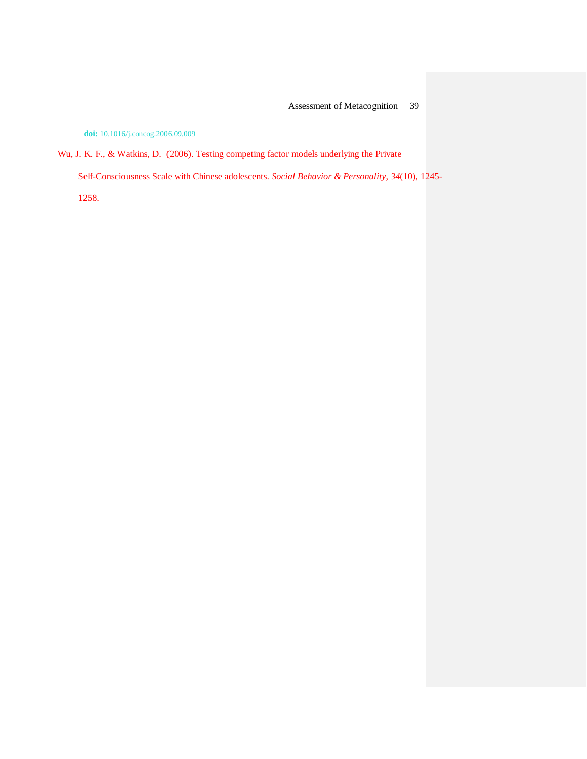doi: 10.1016/j.concog.2006.09.009

Wu, J. K. F., & Watkins, D. (2006). Testing competing factor models underlying the Private Self-Consciousness Scale with Chinese adolescents. *Social Behavior & Personality, 34*(10), 1245-1258.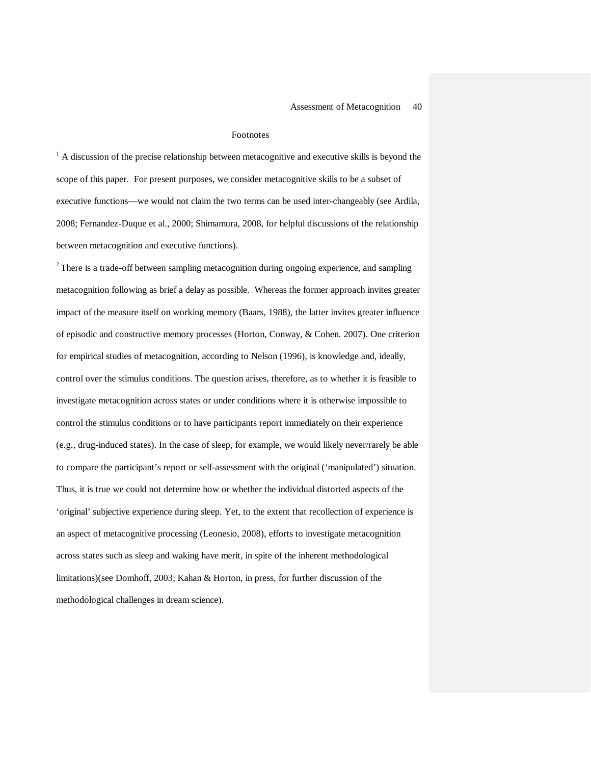## Footnotes

[1] A discussion of the precise relationship between metacognitive and executive skills is beyond the scope of this paper. For present purposes, we consider metacognitive skills to be a subset of executive functions—we would not claim the two terms can be used inter-changeably (see Ardila, 2008; Fernandez-Duque et al., 2000; Shimamura, 2008, for helpful discussions of the relationship between metacognition and executive functions).

[2] There is a trade-off between sampling metacognition during ongoing experience, and sampling metacognition following as brief a delay as possible. Whereas the former approach invites greater impact of the measure itself on working memory (Baars, 1988), the latter invites greater influence of episodic and constructive memory processes (Horton, Conway, & Cohen. 2007). One criterion for empirical studies of metacognition, according to Nelson (1996), is knowledge and, ideally, control over the stimulus conditions. The question arises, therefore, as to whether it is feasible to investigate metacognition across states or under conditions where it is otherwise impossible to control the stimulus conditions or to have participants report immediately on their experience (e.g., drug-induced states). In the case of sleep, for example, we would likely never/rarely be able to compare the participant's report or self-assessment with the original ('manipulated') situation. Thus, it is true we could not determine how or whether the individual distorted aspects of the 'original' subjective experience during sleep. Yet, to the extent that recollection of experience is an aspect of metacognitive processing (Leonesio, 2008), efforts to investigate metacognition across states such as sleep and waking have merit, in spite of the inherent methodological limitations)(see Domhoff, 2003; Kahan & Horton, in press, for further discussion of the methodological challenges in dream science).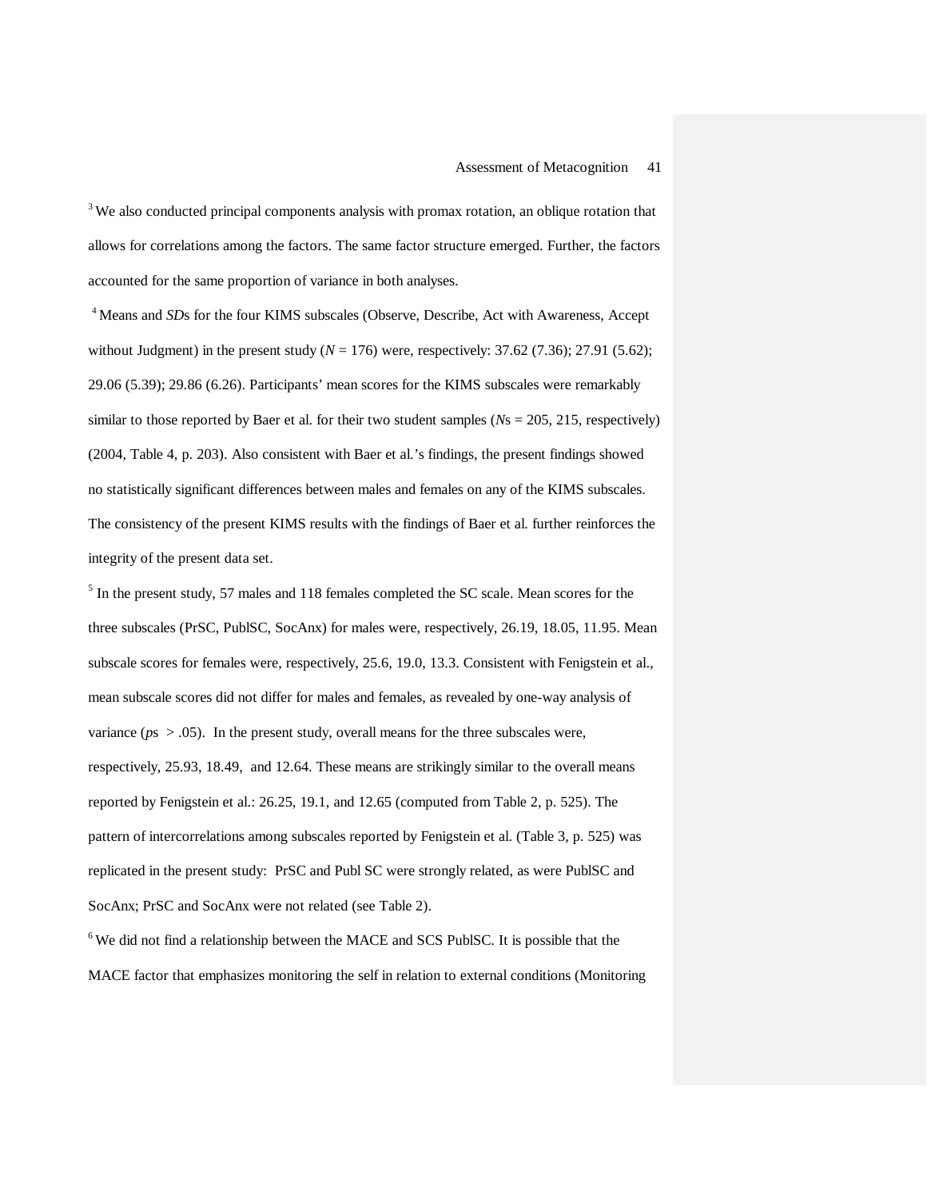[3] We also conducted principal components analysis with promax rotation, an oblique rotation that allows for correlations among the factors. The same factor structure emerged. Further, the factors accounted for the same proportion of variance in both analyses.

[4] Means and *SD*s for the four KIMS subscales (Observe, Describe, Act with Awareness, Accept without Judgment) in the present study ($N$ = 176) were, respectively: 37.62 (7.36); 27.91 (5.62); 29.06 (5.39); 29.86 (6.26). Participants' mean scores for the KIMS subscales were remarkably similar to those reported by Baer et al. for their two student samples (*N*s = 205, 215, respectively) (2004, Table 4, p. 203). Also consistent with Baer et al.'s findings, the present findings showed no statistically significant differences between males and females on any of the KIMS subscales. The consistency of the present KIMS results with the findings of Baer et al. further reinforces the integrity of the present data set.

[5] In the present study, 57 males and 118 females completed the SC scale. Mean scores for the three subscales (PrSC, PublSC, SocAnx) for males were, respectively, 26.19, 18.05, 11.95. Mean subscale scores for females were, respectively, 25.6, 19.0, 13.3. Consistent with Fenigstein et al., mean subscale scores did not differ for males and females, as revealed by one-way analysis of variance (*p*s $> .05$). In the present study, overall means for the three subscales were, respectively, 25.93, 18.49, and 12.64. These means are strikingly similar to the overall means reported by Fenigstein et al.: 26.25, 19.1, and 12.65 (computed from Table 2, p. 525). The pattern of intercorrelations among subscales reported by Fenigstein et al. (Table 3, p. 525) was replicated in the present study: PrSC and Publ SC were strongly related, as were PublSC and SocAnx; PrSC and SocAnx were not related (see Table 2).

[6] We did not find a relationship between the MACE and SCS PublSC. It is possible that the MACE factor that emphasizes monitoring the self in relation to external conditions (Monitoring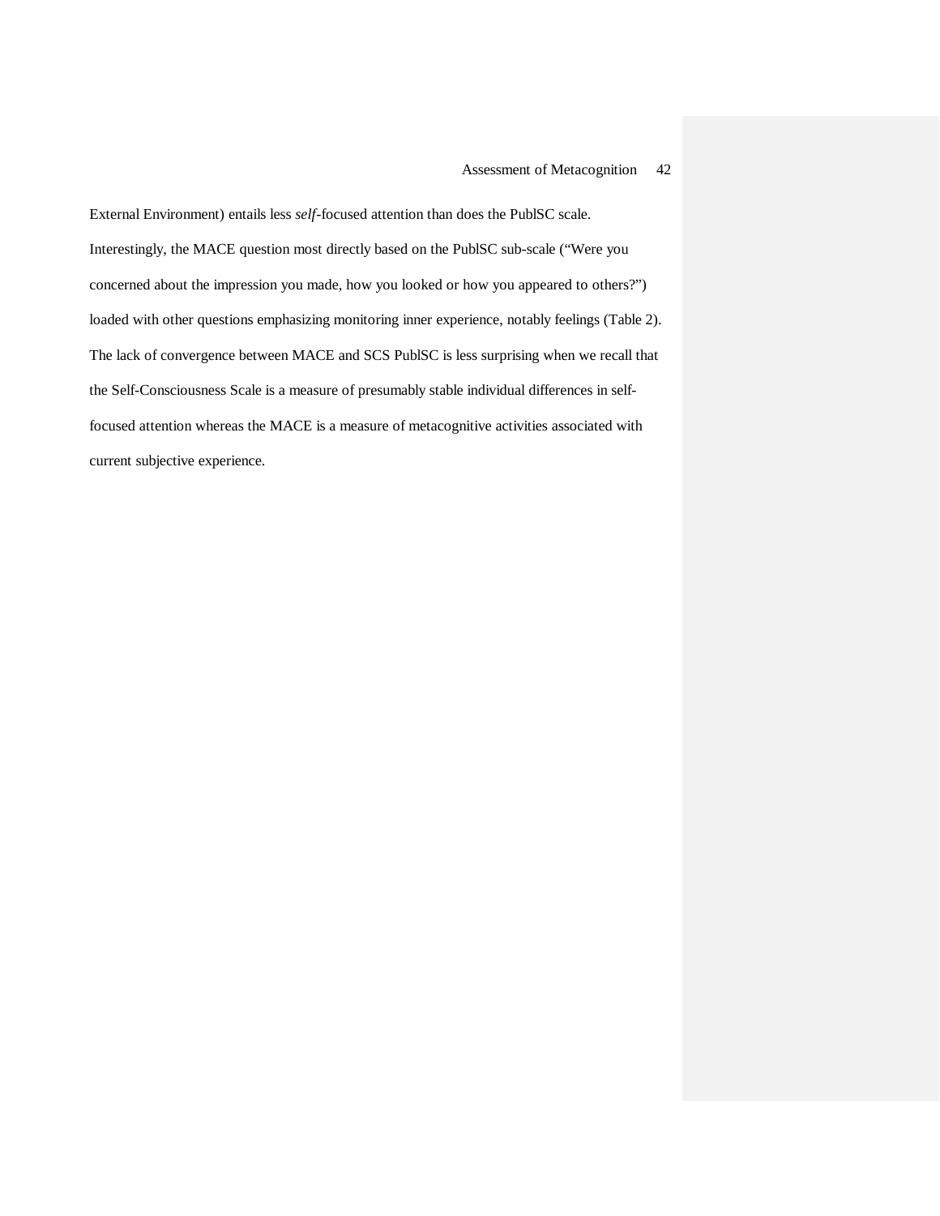External Environment) entails less *self*-focused attention than does the PublSC scale. Interestingly, the MACE question most directly based on the PublSC sub-scale ("Were you concerned about the impression you made, how you looked or how you appeared to others?") loaded with other questions emphasizing monitoring inner experience, notably feelings (Table 2). The lack of convergence between MACE and SCS PublSC is less surprising when we recall that the Self-Consciousness Scale is a measure of presumably stable individual differences in self-focused attention whereas the MACE is a measure of metacognitive activities associated with current subjective experience.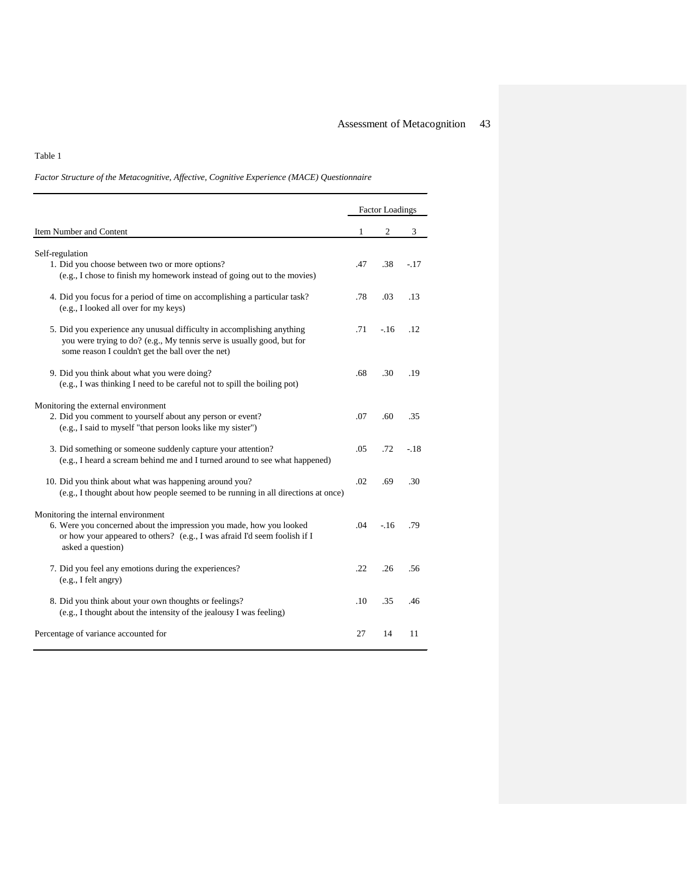Table 1

*Factor Structure of the Metacognitive, Affective, Cognitive Experience (MACE) Questionnaire*

| Item Number and Content | Factor Loadings | | |
|---|---|---|---|
| | 1 | 2 | 3 |
| **Self-regulation** | | | |
| 1. Did you choose between two or more options? (e.g., I chose to finish my homework instead of going out to the movies) | .47 | .38 | -.17 |
| 4. Did you focus for a period of time on accomplishing a particular task? (e.g., I looked all over for my keys) | .78 | .03 | .13 |
| 5. Did you experience any unusual difficulty in accomplishing anything you were trying to do? (e.g., My tennis serve is usually good, but for some reason I couldn't get the ball over the net) | .71 | -.16 | .12 |
| 9. Did you think about what you were doing? (e.g., I was thinking I need to be careful not to spill the boiling pot) | .68 | .30 | .19 |
| **Monitoring the external environment** | | | |
| 2. Did you comment to yourself about any person or event? (e.g., I said to myself "that person looks like my sister") | .07 | .60 | .35 |
| 3. Did something or someone suddenly capture your attention? (e.g., I heard a scream behind me and I turned around to see what happened) | .05 | .72 | -.18 |
| 10. Did you think about what was happening around you? (e.g., I thought about how people seemed to be running in all directions at once) | .02 | .69 | .30 |
| **Monitoring the internal environment** | | | |
| 6. Were you concerned about the impression you made, how you looked or how your appeared to others? (e.g., I was afraid I'd seem foolish if I asked a question) | .04 | -.16 | .79 |
| 7. Did you feel any emotions during the experiences? (e.g., I felt angry) | .22 | .26 | .56 |
| 8. Did you think about your own thoughts or feelings? (e.g., I thought about the intensity of the jealousy I was feeling) | .10 | .35 | .46 |
| Percentage of variance accounted for | 27 | 14 | 11 |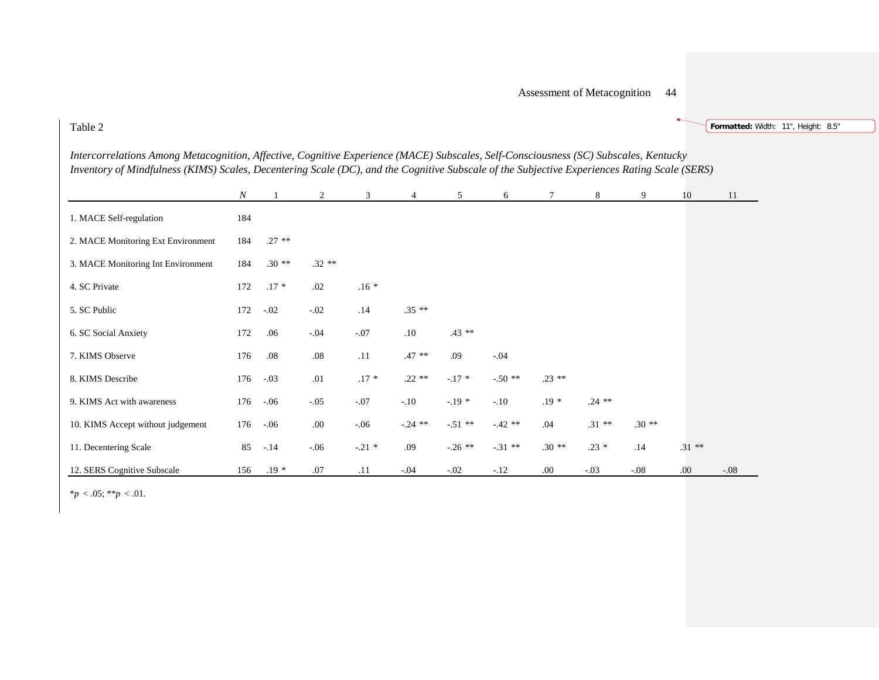Table 2

*Intercorrelations Among Metacognition, Affective, Cognitive Experience (MACE) Subscales, Self-Consciousness (SC) Subscales, Kentucky Inventory of Mindfulness (KIMS) Scales, Decentering Scale (DC), and the Cognitive Subscale of the Subjective Experiences Rating Scale (SERS)*

| | *N* | 1 | 2 | 3 | 4 | 5 | 6 | 7 | 8 | 9 | 10 | 11 |
|---|---|---|---|---|---|---|---|---|---|---|---|---|
| 1. MACE Self-regulation | 184 | | | | | | | | | | | |
| 2. MACE Monitoring Ext Environment | 184 | .27 ** | | | | | | | | | | |
| 3. MACE Monitoring Int Environment | 184 | .30 ** | .32 ** | | | | | | | | | |
| 4. SC Private | 172 | .17 * | .02 | .16 * | | | | | | | | |
| 5. SC Public | 172 | -.02 | -.02 | .14 | .35 ** | | | | | | | |
| 6. SC Social Anxiety | 172 | .06 | -.04 | -.07 | .10 | .43 ** | | | | | | |
| 7. KIMS Observe | 176 | .08 | .08 | .11 | .47 ** | .09 | -.04 | | | | | |
| 8. KIMS Describe | 176 | -.03 | .01 | .17 * | .22 ** | -.17 * | -.50 ** | .23 ** | | | | |
| 9. KIMS Act with awareness | 176 | -.06 | -.05 | -.07 | -.10 | -.19 * | -.10 | .19 * | .24 ** | | | |
| 10. KIMS Accept without judgement | 176 | -.06 | .00 | -.06 | -.24 ** | -.51 ** | -.42 ** | .04 | .31 ** | .30 ** | | |
| 11. Decentering Scale | 85 | -.14 | -.06 | -.21 * | .09 | -.26 ** | -.31 ** | .30 ** | .23 * | .14 | .31 ** | |
| 12. SERS Cognitive Subscale | 156 | .19 * | .07 | .11 | -.04 | -.02 | -.12 | .00 | -.03 | -.08 | .00 | -.08 |

\* $p < .05$; \*\* $p < .01$.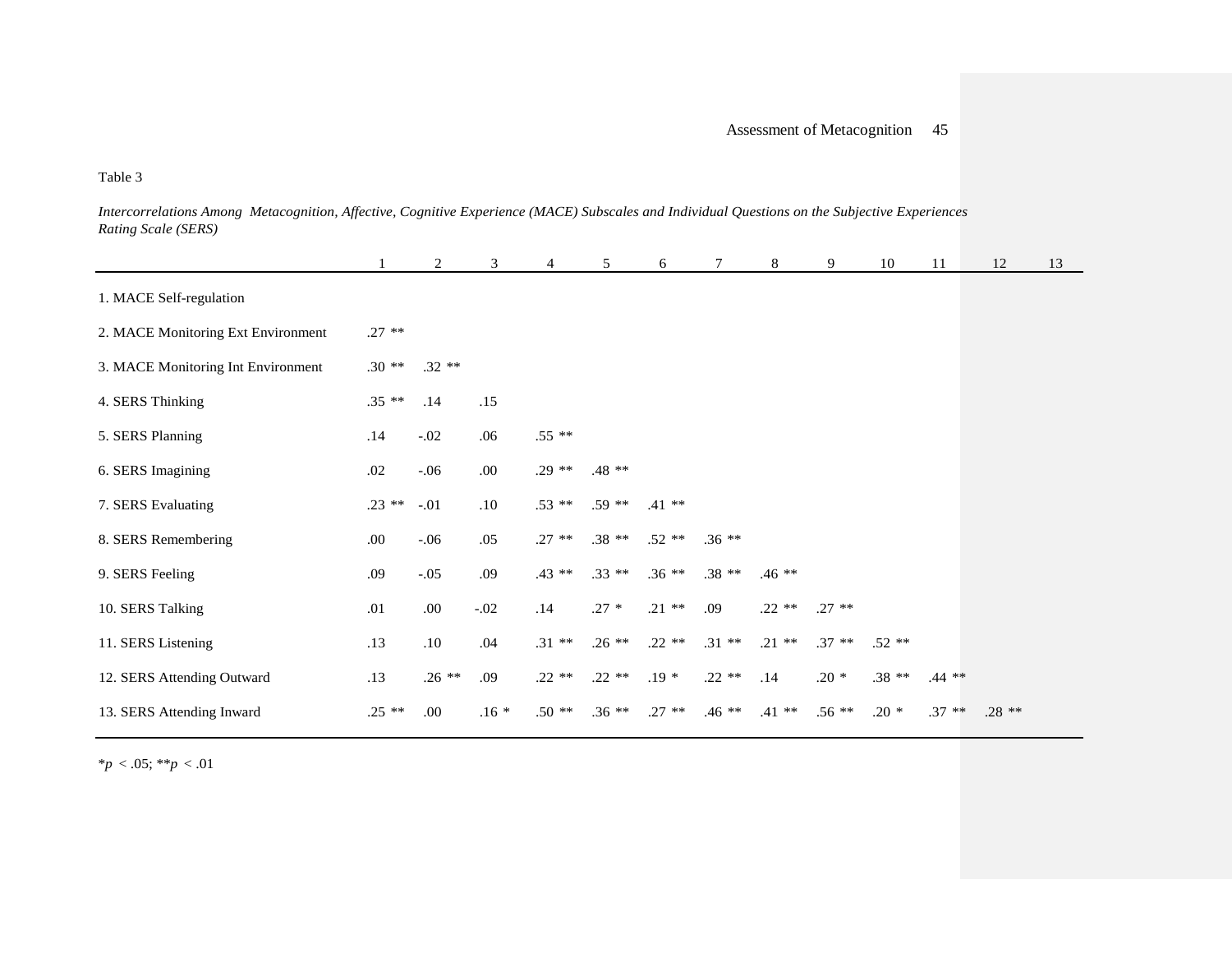Table 3

*Intercorrelations Among Metacognition, Affective, Cognitive Experience (MACE) Subscales and Individual Questions on the Subjective Experiences Rating Scale (SERS)*

| | 1 | 2 | 3 | 4 | 5 | 6 | 7 | 8 | 9 | 10 | 11 | 12 | 13 |
|---|---|---|---|---|---|---|---|---|---|---|---|---|---|
| 1. MACE Self-regulation | | | | | | | | | | | | | |
| 2. MACE Monitoring Ext Environment | .27 ** | | | | | | | | | | | | |
| 3. MACE Monitoring Int Environment | .30 ** | .32 ** | | | | | | | | | | | |
| 4. SERS Thinking | .35 ** | .14 | .15 | | | | | | | | | | |
| 5. SERS Planning | .14 | -.02 | .06 | .55 ** | | | | | | | | | |
| 6. SERS Imagining | .02 | -.06 | .00 | .29 ** | .48 ** | | | | | | | | |
| 7. SERS Evaluating | .23 ** | -.01 | .10 | .53 ** | .59 ** | .41 ** | | | | | | | |
| 8. SERS Remembering | .00 | -.06 | .05 | .27 ** | .38 ** | .52 ** | .36 ** | | | | | | |
| 9. SERS Feeling | .09 | -.05 | .09 | .43 ** | .33 ** | .36 ** | .38 ** | .46 ** | | | | | |
| 10. SERS Talking | .01 | .00 | -.02 | .14 | .27 * | .21 ** | .09 | .22 ** | .27 ** | | | | |
| 11. SERS Listening | .13 | .10 | .04 | .31 ** | .26 ** | .22 ** | .31 ** | .21 ** | .37 ** | .52 ** | | | |
| 12. SERS Attending Outward | .13 | .26 ** | .09 | .22 ** | .22 ** | .19 * | .22 ** | .14 | .20 * | .38 ** | .44 ** | | |
| 13. SERS Attending Inward | .25 ** | .00 | .16 * | .50 ** | .36 ** | .27 ** | .46 ** | .41 ** | .56 ** | .20 * | .37 ** | .28 ** | |

\**p* < .05; \*\**p* < .01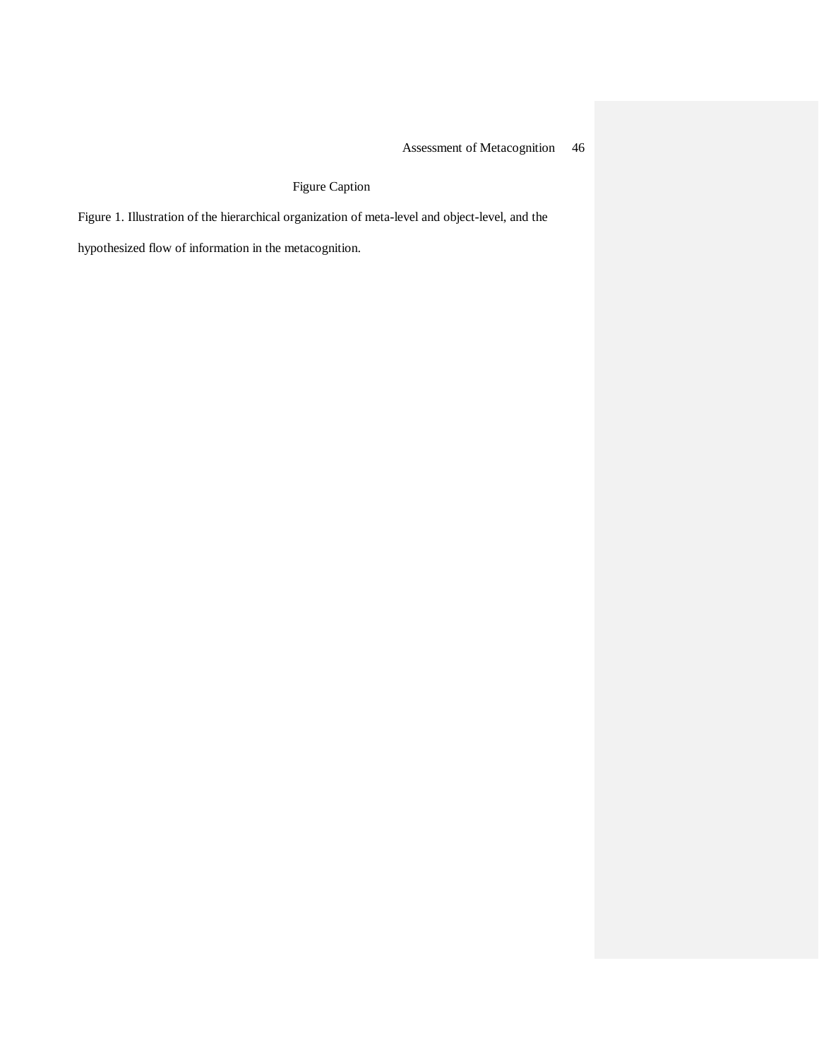Figure Caption

Figure 1. Illustration of the hierarchical organization of meta-level and object-level, and the hypothesized flow of information in the metacognition.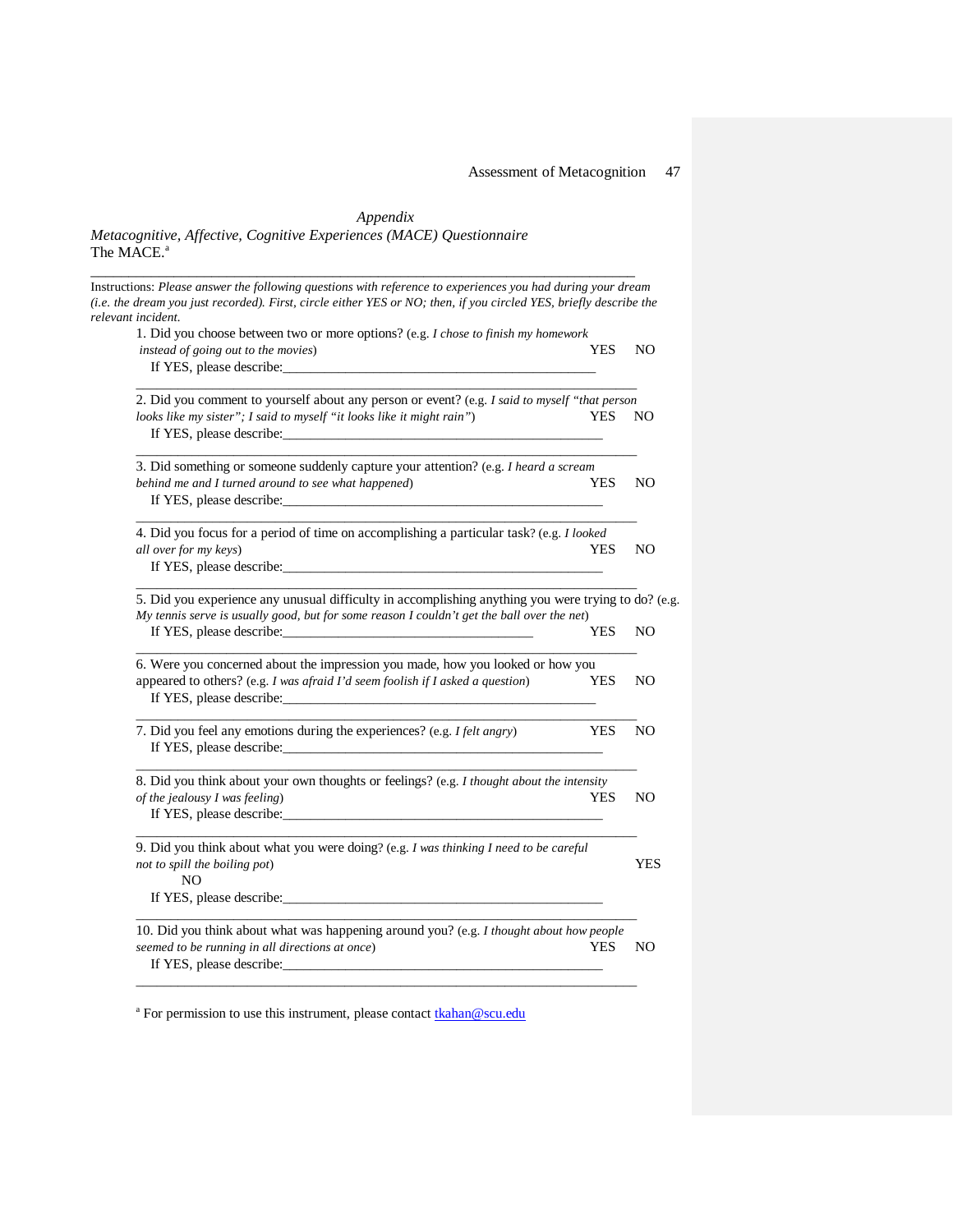*Appendix*

*Metacognitive, Affective, Cognitive Experiences (MACE) Questionnaire*

The MACE.[a]

---

Instructions: *Please answer the following questions with reference to experiences you had during your dream (i.e. the dream you just recorded). First, circle either YES or NO; then, if you circled YES, briefly describe the relevant incident.*

1. Did you choose between two or more options? (e.g. *I chose to finish my homework instead of going out to the movies*) YES NO
   If YES, please describe:\_\_\_\_\_\_\_\_\_\_\_\_\_\_\_\_\_\_\_\_\_\_\_\_\_\_\_\_\_\_\_\_\_\_\_\_\_\_\_\_\_\_\_\_\_\_\_\_\_\_

2. Did you comment to yourself about any person or event? (e.g. *I said to myself "that person looks like my sister"; I said to myself "it looks like it might rain"*) YES NO
   If YES, please describe:\_\_\_\_\_\_\_\_\_\_\_\_\_\_\_\_\_\_\_\_\_\_\_\_\_\_\_\_\_\_\_\_\_\_\_\_\_\_\_\_\_\_\_\_\_\_\_\_\_\_

3. Did something or someone suddenly capture your attention? (e.g. *I heard a scream behind me and I turned around to see what happened*) YES NO
   If YES, please describe:\_\_\_\_\_\_\_\_\_\_\_\_\_\_\_\_\_\_\_\_\_\_\_\_\_\_\_\_\_\_\_\_\_\_\_\_\_\_\_\_\_\_\_\_\_\_\_\_\_\_

4. Did you focus for a period of time on accomplishing a particular task? (e.g. *I looked all over for my keys*) YES NO
   If YES, please describe:\_\_\_\_\_\_\_\_\_\_\_\_\_\_\_\_\_\_\_\_\_\_\_\_\_\_\_\_\_\_\_\_\_\_\_\_\_\_\_\_\_\_\_\_\_\_\_\_\_\_

5. Did you experience any unusual difficulty in accomplishing anything you were trying to do? (e.g. *My tennis serve is usually good, but for some reason I couldn't get the ball over the net*)
   If YES, please describe:\_\_\_\_\_\_\_\_\_\_\_\_\_\_\_\_\_\_\_\_\_\_\_\_\_\_\_\_\_\_\_\_\_\_\_\_\_\_ YES NO

6. Were you concerned about the impression you made, how you looked or how you appeared to others? (e.g. *I was afraid I'd seem foolish if I asked a question*) YES NO
   If YES, please describe:\_\_\_\_\_\_\_\_\_\_\_\_\_\_\_\_\_\_\_\_\_\_\_\_\_\_\_\_\_\_\_\_\_\_\_\_\_\_\_\_\_\_\_\_\_\_\_\_\_\_

7. Did you feel any emotions during the experiences? (e.g. *I felt angry*) YES NO
   If YES, please describe:\_\_\_\_\_\_\_\_\_\_\_\_\_\_\_\_\_\_\_\_\_\_\_\_\_\_\_\_\_\_\_\_\_\_\_\_\_\_\_\_\_\_\_\_\_\_\_\_\_\_

8. Did you think about your own thoughts or feelings? (e.g. *I thought about the intensity of the jealousy I was feeling*) YES NO
   If YES, please describe:\_\_\_\_\_\_\_\_\_\_\_\_\_\_\_\_\_\_\_\_\_\_\_\_\_\_\_\_\_\_\_\_\_\_\_\_\_\_\_\_\_\_\_\_\_\_\_\_\_\_

9. Did you think about what you were doing? (e.g. *I was thinking I need to be careful not to spill the boiling pot*) YES NO
   If YES, please describe:\_\_\_\_\_\_\_\_\_\_\_\_\_\_\_\_\_\_\_\_\_\_\_\_\_\_\_\_\_\_\_\_\_\_\_\_\_\_\_\_\_\_\_\_\_\_\_\_\_\_

10. Did you think about what was happening around you? (e.g. *I thought about how people seemed to be running in all directions at once*) YES NO
    If YES, please describe:\_\_\_\_\_\_\_\_\_\_\_\_\_\_\_\_\_\_\_\_\_\_\_\_\_\_\_\_\_\_\_\_\_\_\_\_\_\_\_\_\_\_\_\_\_\_\_\_\_\_

[a] For permission to use this instrument, please contact tkahan@scu.edu